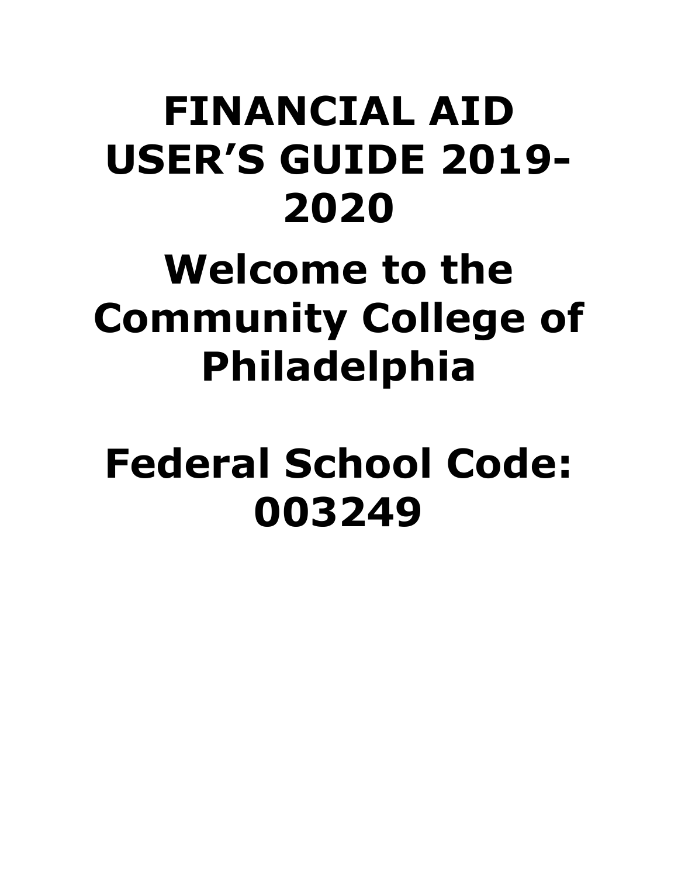# FINANCIAL AID USER’S GUIDE 2019-2020

# Welcome to the Community College of Philadelphia

# Federal School Code: 003249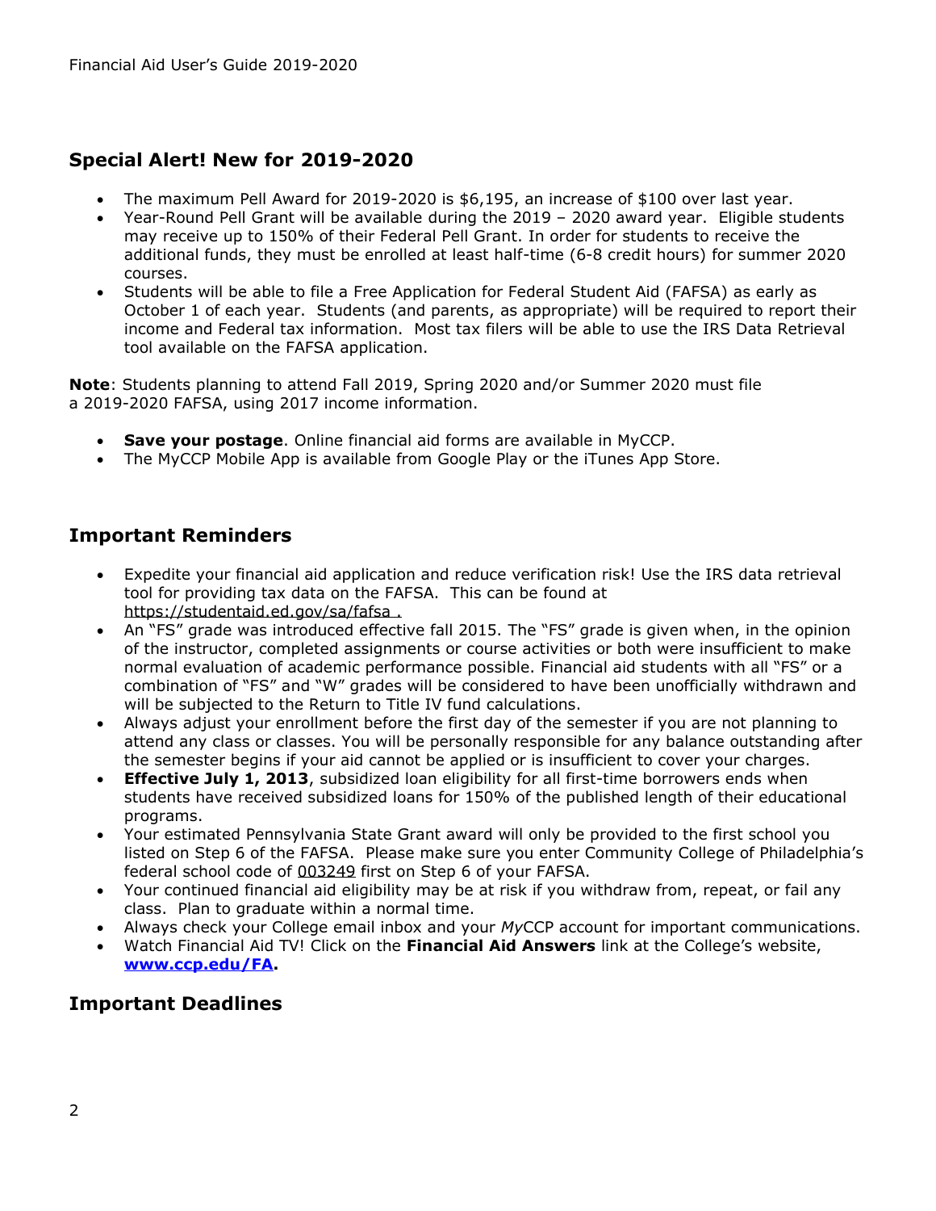## Special Alert! New for 2019-2020

- The maximum Pell Award for 2019-2020 is $6,195, an increase of $100 over last year.
- Year-Round Pell Grant will be available during the 2019 – 2020 award year. Eligible students may receive up to 150% of their Federal Pell Grant. In order for students to receive the additional funds, they must be enrolled at least half-time (6-8 credit hours) for summer 2020 courses.
- Students will be able to file a Free Application for Federal Student Aid (FAFSA) as early as October 1 of each year. Students (and parents, as appropriate) will be required to report their income and Federal tax information. Most tax filers will be able to use the IRS Data Retrieval tool available on the FAFSA application.

**Note**: Students planning to attend Fall 2019, Spring 2020 and/or Summer 2020 must file a 2019-2020 FAFSA, using 2017 income information.

- **Save your postage**. Online financial aid forms are available in MyCCP.
- The MyCCP Mobile App is available from Google Play or the iTunes App Store.

## Important Reminders

- Expedite your financial aid application and reduce verification risk! Use the IRS data retrieval tool for providing tax data on the FAFSA. This can be found at https://studentaid.ed.gov/sa/fafsa .
- An "FS" grade was introduced effective fall 2015. The "FS" grade is given when, in the opinion of the instructor, completed assignments or course activities or both were insufficient to make normal evaluation of academic performance possible. Financial aid students with all "FS" or a combination of "FS" and "W" grades will be considered to have been unofficially withdrawn and will be subjected to the Return to Title IV fund calculations.
- Always adjust your enrollment before the first day of the semester if you are not planning to attend any class or classes. You will be personally responsible for any balance outstanding after the semester begins if your aid cannot be applied or is insufficient to cover your charges.
- **Effective July 1, 2013**, subsidized loan eligibility for all first-time borrowers ends when students have received subsidized loans for 150% of the published length of their educational programs.
- Your estimated Pennsylvania State Grant award will only be provided to the first school you listed on Step 6 of the FAFSA. Please make sure you enter Community College of Philadelphia's federal school code of 003249 first on Step 6 of your FAFSA.
- Your continued financial aid eligibility may be at risk if you withdraw from, repeat, or fail any class. Plan to graduate within a normal time.
- Always check your College email inbox and your *My*CCP account for important communications.
- Watch Financial Aid TV! Click on the **Financial Aid Answers** link at the College's website, **www.ccp.edu/FA.**

## Important Deadlines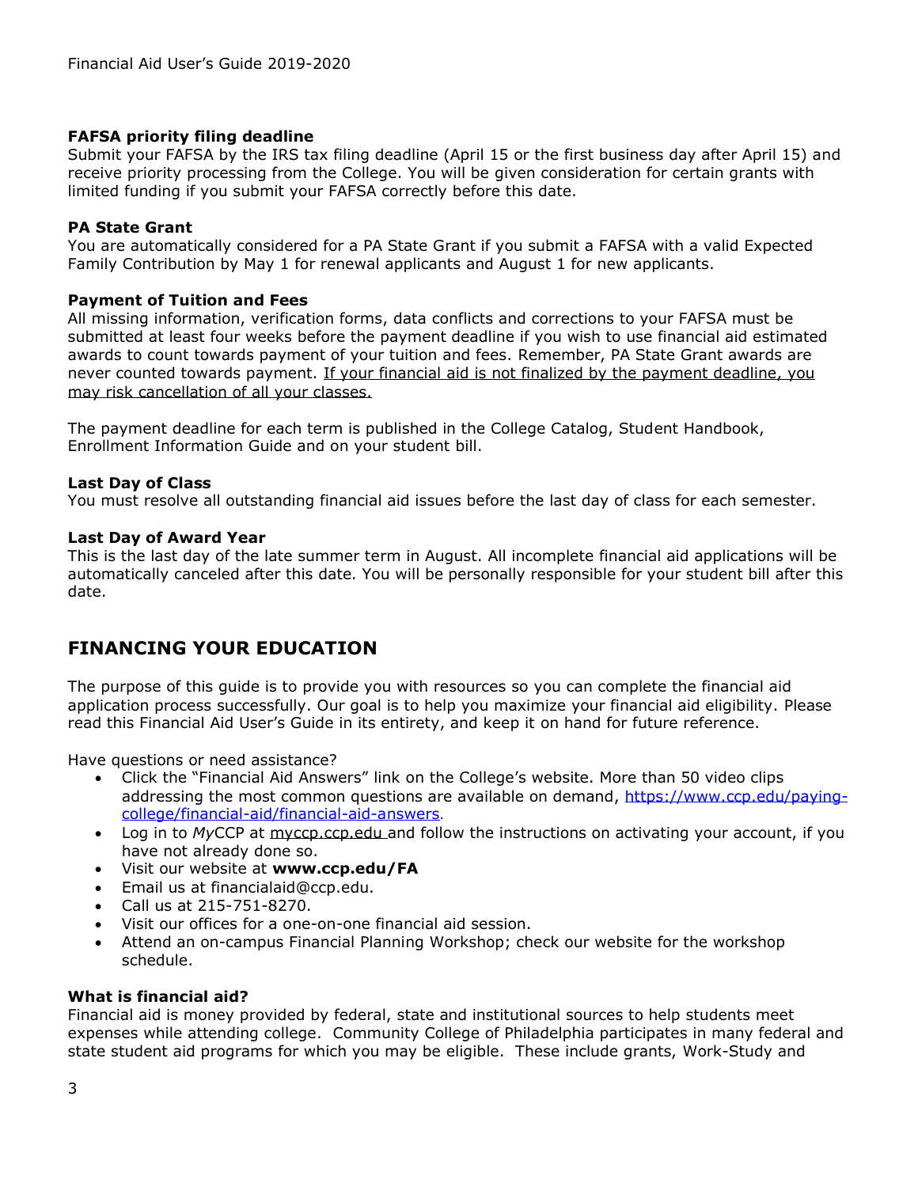**FAFSA priority filing deadline**
Submit your FAFSA by the IRS tax filing deadline (April 15 or the first business day after April 15) and receive priority processing from the College. You will be given consideration for certain grants with limited funding if you submit your FAFSA correctly before this date.

**PA State Grant**
You are automatically considered for a PA State Grant if you submit a FAFSA with a valid Expected Family Contribution by May 1 for renewal applicants and August 1 for new applicants.

**Payment of Tuition and Fees**
All missing information, verification forms, data conflicts and corrections to your FAFSA must be submitted at least four weeks before the payment deadline if you wish to use financial aid estimated awards to count towards payment of your tuition and fees. Remember, PA State Grant awards are never counted towards payment. If your financial aid is not finalized by the payment deadline, you may risk cancellation of all your classes.

The payment deadline for each term is published in the College Catalog, Student Handbook, Enrollment Information Guide and on your student bill.

**Last Day of Class**
You must resolve all outstanding financial aid issues before the last day of class for each semester.

**Last Day of Award Year**
This is the last day of the late summer term in August. All incomplete financial aid applications will be automatically canceled after this date. You will be personally responsible for your student bill after this date.

## FINANCING YOUR EDUCATION

The purpose of this guide is to provide you with resources so you can complete the financial aid application process successfully. Our goal is to help you maximize your financial aid eligibility. Please read this Financial Aid User's Guide in its entirety, and keep it on hand for future reference.

Have questions or need assistance?

- Click the "Financial Aid Answers" link on the College's website. More than 50 video clips addressing the most common questions are available on demand, https://www.ccp.edu/paying-college/financial-aid/financial-aid-answers.
- Log in to *My*CCP at myccp.ccp.edu and follow the instructions on activating your account, if you have not already done so.
- Visit our website at **www.ccp.edu/FA**
- Email us at financialaid@ccp.edu.
- Call us at 215-751-8270.
- Visit our offices for a one-on-one financial aid session.
- Attend an on-campus Financial Planning Workshop; check our website for the workshop schedule.

**What is financial aid?**
Financial aid is money provided by federal, state and institutional sources to help students meet expenses while attending college. Community College of Philadelphia participates in many federal and state student aid programs for which you may be eligible. These include grants, Work-Study and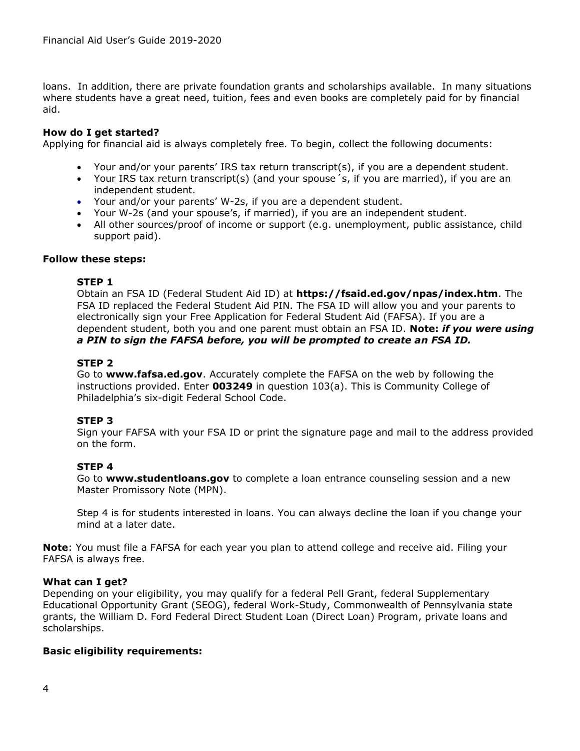loans. In addition, there are private foundation grants and scholarships available. In many situations where students have a great need, tuition, fees and even books are completely paid for by financial aid.

**How do I get started?**

Applying for financial aid is always completely free. To begin, collect the following documents:

- Your and/or your parents' IRS tax return transcript(s), if you are a dependent student.
- Your IRS tax return transcript(s) (and your spouse´s, if you are married), if you are an independent student.
- Your and/or your parents' W-2s, if you are a dependent student.
- Your W-2s (and your spouse's, if married), if you are an independent student.
- All other sources/proof of income or support (e.g. unemployment, public assistance, child support paid).

**Follow these steps:**

**STEP 1**

Obtain an FSA ID (Federal Student Aid ID) at **https://fsaid.ed.gov/npas/index.htm**. The FSA ID replaced the Federal Student Aid PIN. The FSA ID will allow you and your parents to electronically sign your Free Application for Federal Student Aid (FAFSA). If you are a dependent student, both you and one parent must obtain an FSA ID. **Note:** ***if you were using a PIN to sign the FAFSA before, you will be prompted to create an FSA ID.***

**STEP 2**

Go to **www.fafsa.ed.gov**. Accurately complete the FAFSA on the web by following the instructions provided. Enter **003249** in question 103(a). This is Community College of Philadelphia's six-digit Federal School Code.

**STEP 3**

Sign your FAFSA with your FSA ID or print the signature page and mail to the address provided on the form.

**STEP 4**

Go to **www.studentloans.gov** to complete a loan entrance counseling session and a new Master Promissory Note (MPN).

Step 4 is for students interested in loans. You can always decline the loan if you change your mind at a later date.

**Note**: You must file a FAFSA for each year you plan to attend college and receive aid. Filing your FAFSA is always free.

**What can I get?**

Depending on your eligibility, you may qualify for a federal Pell Grant, federal Supplementary Educational Opportunity Grant (SEOG), federal Work-Study, Commonwealth of Pennsylvania state grants, the William D. Ford Federal Direct Student Loan (Direct Loan) Program, private loans and scholarships.

**Basic eligibility requirements:**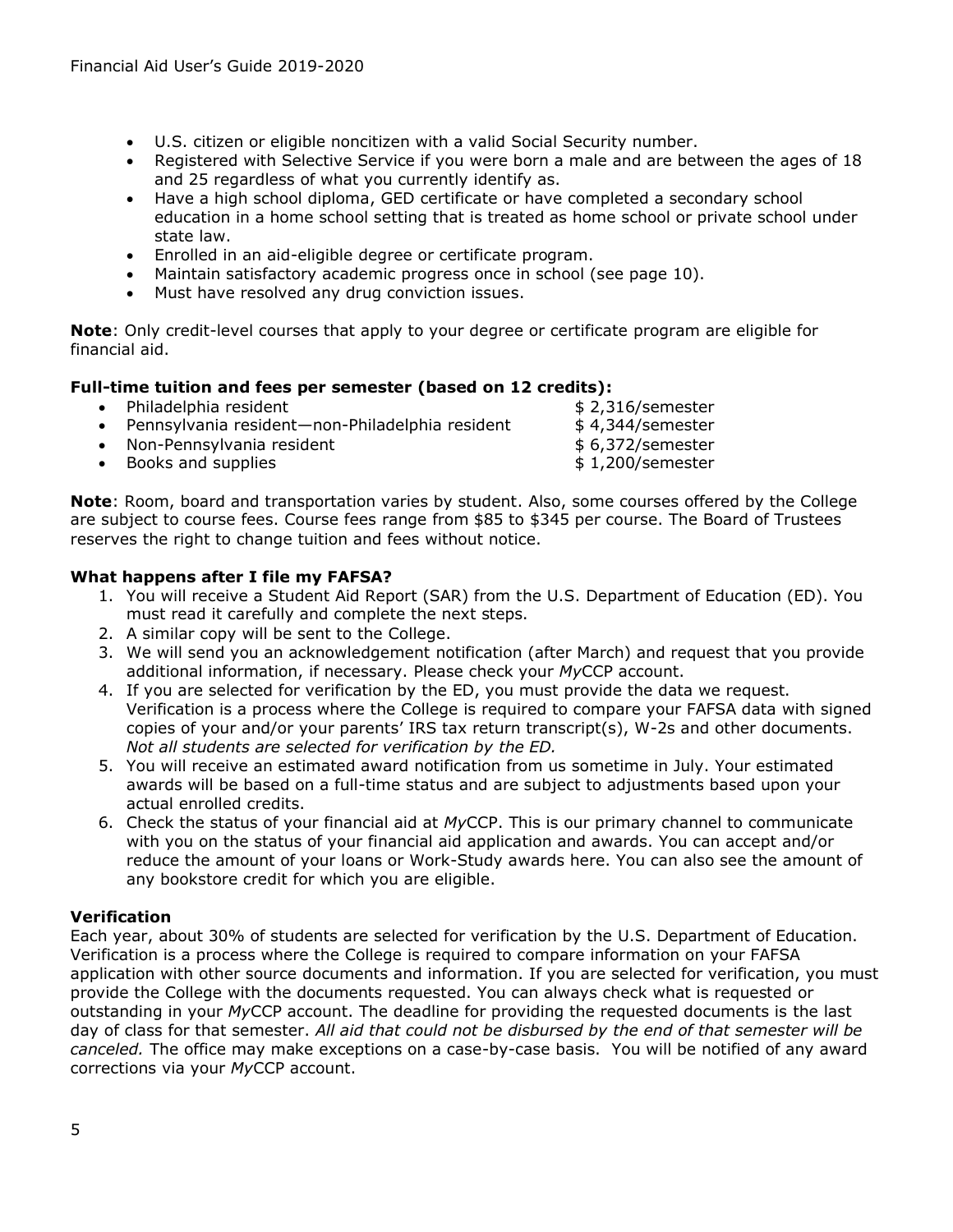- U.S. citizen or eligible noncitizen with a valid Social Security number.
- Registered with Selective Service if you were born a male and are between the ages of 18 and 25 regardless of what you currently identify as.
- Have a high school diploma, GED certificate or have completed a secondary school education in a home school setting that is treated as home school or private school under state law.
- Enrolled in an aid-eligible degree or certificate program.
- Maintain satisfactory academic progress once in school (see page 10).
- Must have resolved any drug conviction issues.

**Note**: Only credit-level courses that apply to your degree or certificate program are eligible for financial aid.

**Full-time tuition and fees per semester (based on 12 credits):**

- Philadelphia resident — $ 2,316/semester
- Pennsylvania resident—non-Philadelphia resident — $ 4,344/semester
- Non-Pennsylvania resident — $ 6,372/semester
- Books and supplies — $ 1,200/semester

**Note**: Room, board and transportation varies by student. Also, some courses offered by the College are subject to course fees. Course fees range from $85 to $345 per course. The Board of Trustees reserves the right to change tuition and fees without notice.

**What happens after I file my FAFSA?**

1. You will receive a Student Aid Report (SAR) from the U.S. Department of Education (ED). You must read it carefully and complete the next steps.
2. A similar copy will be sent to the College.
3. We will send you an acknowledgement notification (after March) and request that you provide additional information, if necessary. Please check your *My*CCP account.
4. If you are selected for verification by the ED, you must provide the data we request. Verification is a process where the College is required to compare your FAFSA data with signed copies of your and/or your parents' IRS tax return transcript(s), W-2s and other documents. *Not all students are selected for verification by the ED.*
5. You will receive an estimated award notification from us sometime in July. Your estimated awards will be based on a full-time status and are subject to adjustments based upon your actual enrolled credits.
6. Check the status of your financial aid at *My*CCP. This is our primary channel to communicate with you on the status of your financial aid application and awards. You can accept and/or reduce the amount of your loans or Work-Study awards here. You can also see the amount of any bookstore credit for which you are eligible.

**Verification**

Each year, about 30% of students are selected for verification by the U.S. Department of Education. Verification is a process where the College is required to compare information on your FAFSA application with other source documents and information. If you are selected for verification, you must provide the College with the documents requested. You can always check what is requested or outstanding in your *My*CCP account. The deadline for providing the requested documents is the last day of class for that semester. *All aid that could not be disbursed by the end of that semester will be canceled.* The office may make exceptions on a case-by-case basis. You will be notified of any award corrections via your *My*CCP account.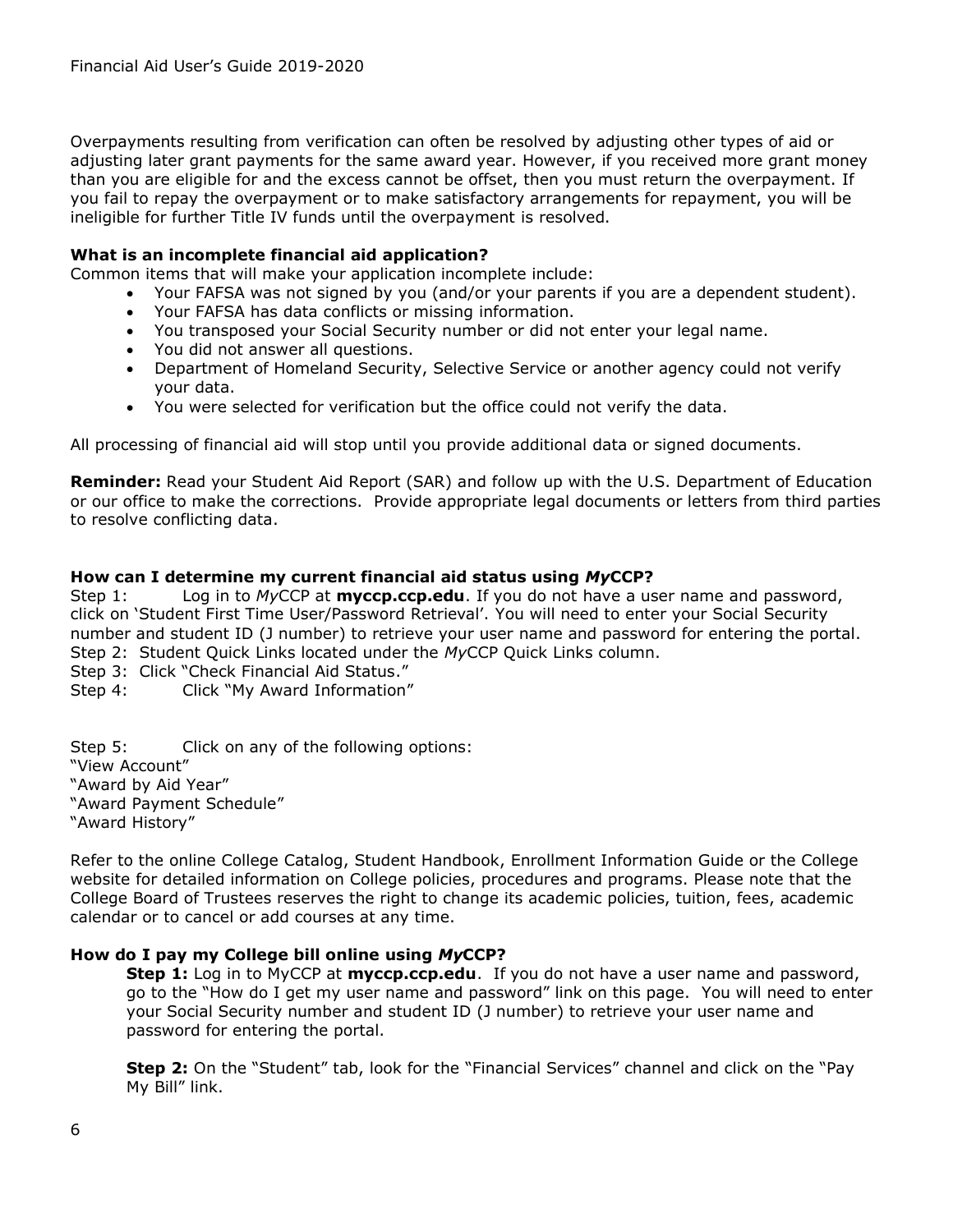Overpayments resulting from verification can often be resolved by adjusting other types of aid or adjusting later grant payments for the same award year. However, if you received more grant money than you are eligible for and the excess cannot be offset, then you must return the overpayment. If you fail to repay the overpayment or to make satisfactory arrangements for repayment, you will be ineligible for further Title IV funds until the overpayment is resolved.

### What is an incomplete financial aid application?

Common items that will make your application incomplete include:

- Your FAFSA was not signed by you (and/or your parents if you are a dependent student).
- Your FAFSA has data conflicts or missing information.
- You transposed your Social Security number or did not enter your legal name.
- You did not answer all questions.
- Department of Homeland Security, Selective Service or another agency could not verify your data.
- You were selected for verification but the office could not verify the data.

All processing of financial aid will stop until you provide additional data or signed documents.

**Reminder:** Read your Student Aid Report (SAR) and follow up with the U.S. Department of Education or our office to make the corrections. Provide appropriate legal documents or letters from third parties to resolve conflicting data.

### How can I determine my current financial aid status using *My*CCP?

Step 1: Log in to *My*CCP at **myccp.ccp.edu**. If you do not have a user name and password, click on 'Student First Time User/Password Retrieval'. You will need to enter your Social Security number and student ID (J number) to retrieve your user name and password for entering the portal.
Step 2: Student Quick Links located under the *My*CCP Quick Links column.
Step 3: Click "Check Financial Aid Status."
Step 4: Click "My Award Information"

Step 5: Click on any of the following options:
"View Account"
"Award by Aid Year"
"Award Payment Schedule"
"Award History"

Refer to the online College Catalog, Student Handbook, Enrollment Information Guide or the College website for detailed information on College policies, procedures and programs. Please note that the College Board of Trustees reserves the right to change its academic policies, tuition, fees, academic calendar or to cancel or add courses at any time.

### How do I pay my College bill online using *My*CCP?

**Step 1:** Log in to MyCCP at **myccp.ccp.edu**. If you do not have a user name and password, go to the "How do I get my user name and password" link on this page. You will need to enter your Social Security number and student ID (J number) to retrieve your user name and password for entering the portal.

**Step 2:** On the "Student" tab, look for the "Financial Services" channel and click on the "Pay My Bill" link.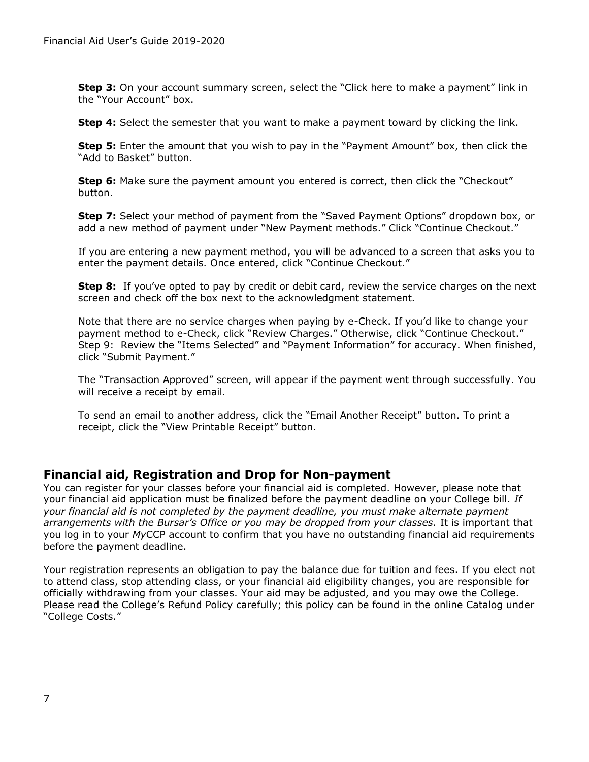**Step 3:** On your account summary screen, select the "Click here to make a payment" link in the "Your Account" box.

**Step 4:** Select the semester that you want to make a payment toward by clicking the link.

**Step 5:** Enter the amount that you wish to pay in the "Payment Amount" box, then click the "Add to Basket" button.

**Step 6:** Make sure the payment amount you entered is correct, then click the "Checkout" button.

**Step 7:** Select your method of payment from the "Saved Payment Options" dropdown box, or add a new method of payment under "New Payment methods." Click "Continue Checkout."

If you are entering a new payment method, you will be advanced to a screen that asks you to enter the payment details. Once entered, click "Continue Checkout."

**Step 8:** If you've opted to pay by credit or debit card, review the service charges on the next screen and check off the box next to the acknowledgment statement.

Note that there are no service charges when paying by e-Check. If you'd like to change your payment method to e-Check, click "Review Charges." Otherwise, click "Continue Checkout."
Step 9: Review the "Items Selected" and "Payment Information" for accuracy. When finished, click "Submit Payment."

The "Transaction Approved" screen, will appear if the payment went through successfully. You will receive a receipt by email.

To send an email to another address, click the "Email Another Receipt" button. To print a receipt, click the "View Printable Receipt" button.

## Financial aid, Registration and Drop for Non-payment

You can register for your classes before your financial aid is completed. However, please note that your financial aid application must be finalized before the payment deadline on your College bill. *If your financial aid is not completed by the payment deadline, you must make alternate payment arrangements with the Bursar's Office or you may be dropped from your classes.* It is important that you log in to your *My*CCP account to confirm that you have no outstanding financial aid requirements before the payment deadline.

Your registration represents an obligation to pay the balance due for tuition and fees. If you elect not to attend class, stop attending class, or your financial aid eligibility changes, you are responsible for officially withdrawing from your classes. Your aid may be adjusted, and you may owe the College. Please read the College's Refund Policy carefully; this policy can be found in the online Catalog under "College Costs."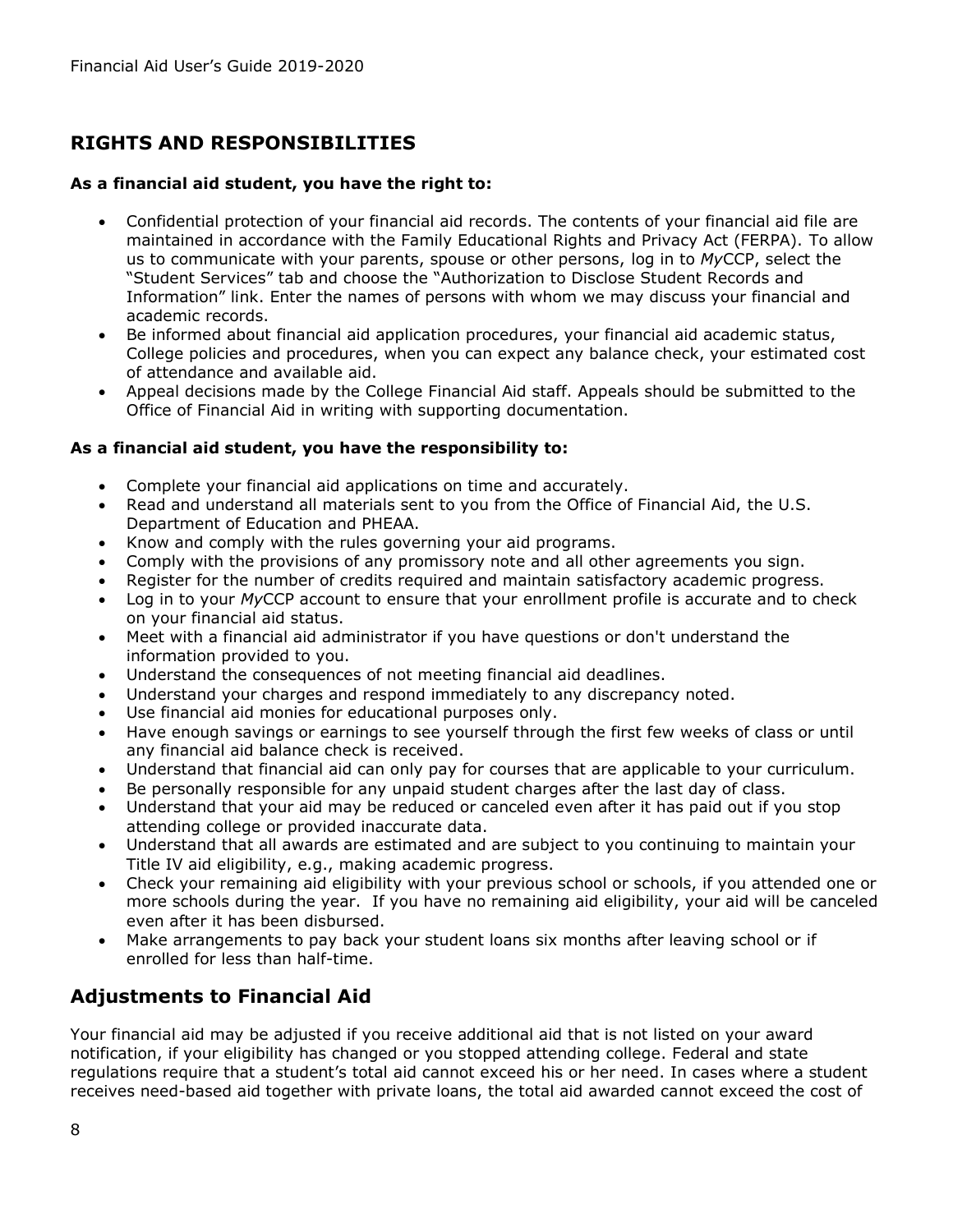## RIGHTS AND RESPONSIBILITIES

**As a financial aid student, you have the right to:**

- Confidential protection of your financial aid records. The contents of your financial aid file are maintained in accordance with the Family Educational Rights and Privacy Act (FERPA). To allow us to communicate with your parents, spouse or other persons, log in to *My*CCP, select the "Student Services" tab and choose the "Authorization to Disclose Student Records and Information" link. Enter the names of persons with whom we may discuss your financial and academic records.
- Be informed about financial aid application procedures, your financial aid academic status, College policies and procedures, when you can expect any balance check, your estimated cost of attendance and available aid.
- Appeal decisions made by the College Financial Aid staff. Appeals should be submitted to the Office of Financial Aid in writing with supporting documentation.

**As a financial aid student, you have the responsibility to:**

- Complete your financial aid applications on time and accurately.
- Read and understand all materials sent to you from the Office of Financial Aid, the U.S. Department of Education and PHEAA.
- Know and comply with the rules governing your aid programs.
- Comply with the provisions of any promissory note and all other agreements you sign.
- Register for the number of credits required and maintain satisfactory academic progress.
- Log in to your *My*CCP account to ensure that your enrollment profile is accurate and to check on your financial aid status.
- Meet with a financial aid administrator if you have questions or don't understand the information provided to you.
- Understand the consequences of not meeting financial aid deadlines.
- Understand your charges and respond immediately to any discrepancy noted.
- Use financial aid monies for educational purposes only.
- Have enough savings or earnings to see yourself through the first few weeks of class or until any financial aid balance check is received.
- Understand that financial aid can only pay for courses that are applicable to your curriculum.
- Be personally responsible for any unpaid student charges after the last day of class.
- Understand that your aid may be reduced or canceled even after it has paid out if you stop attending college or provided inaccurate data.
- Understand that all awards are estimated and are subject to you continuing to maintain your Title IV aid eligibility, e.g., making academic progress.
- Check your remaining aid eligibility with your previous school or schools, if you attended one or more schools during the year. If you have no remaining aid eligibility, your aid will be canceled even after it has been disbursed.
- Make arrangements to pay back your student loans six months after leaving school or if enrolled for less than half-time.

## Adjustments to Financial Aid

Your financial aid may be adjusted if you receive additional aid that is not listed on your award notification, if your eligibility has changed or you stopped attending college. Federal and state regulations require that a student's total aid cannot exceed his or her need. In cases where a student receives need-based aid together with private loans, the total aid awarded cannot exceed the cost of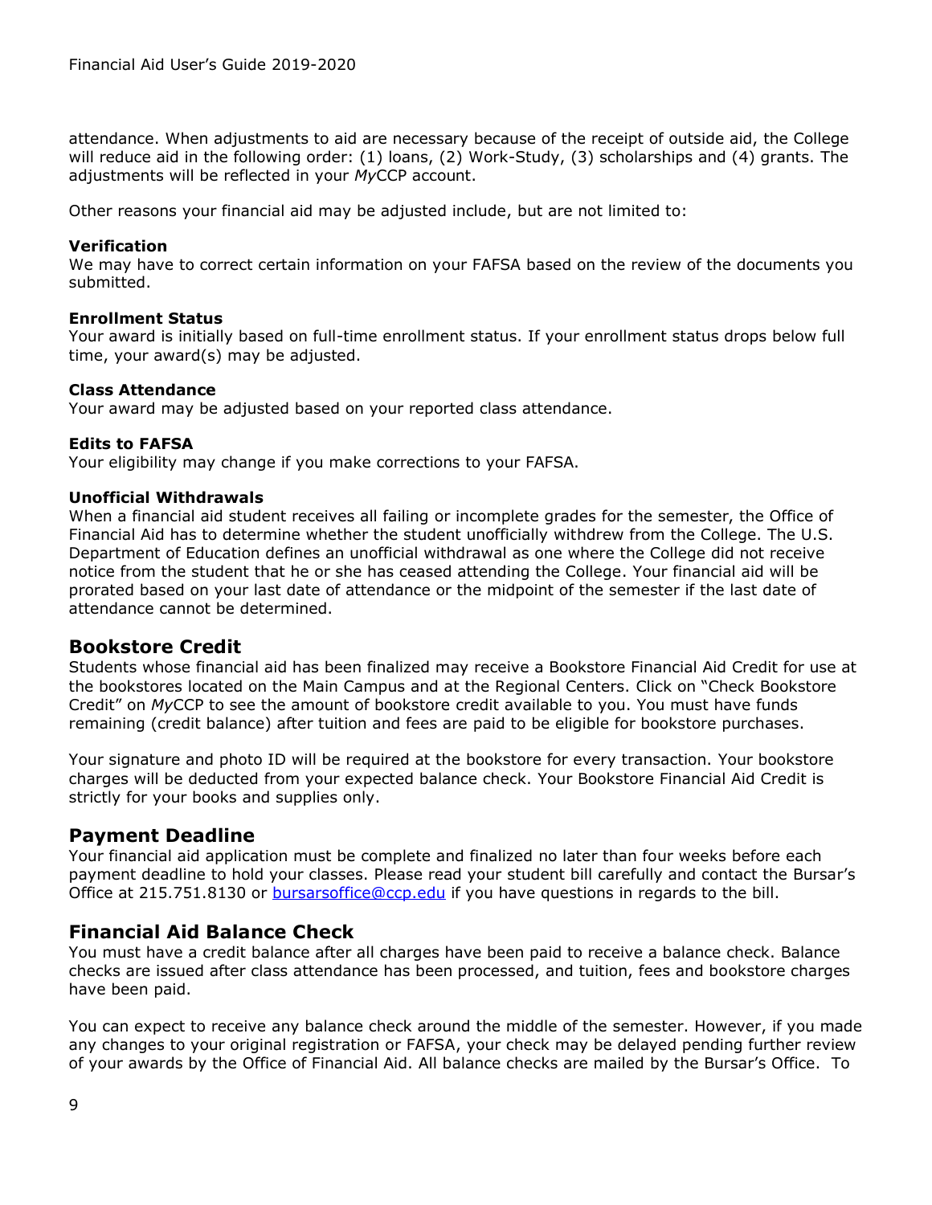attendance. When adjustments to aid are necessary because of the receipt of outside aid, the College will reduce aid in the following order: (1) loans, (2) Work-Study, (3) scholarships and (4) grants. The adjustments will be reflected in your *My*CCP account.

Other reasons your financial aid may be adjusted include, but are not limited to:

**Verification**
We may have to correct certain information on your FAFSA based on the review of the documents you submitted.

**Enrollment Status**
Your award is initially based on full-time enrollment status. If your enrollment status drops below full time, your award(s) may be adjusted.

**Class Attendance**
Your award may be adjusted based on your reported class attendance.

**Edits to FAFSA**
Your eligibility may change if you make corrections to your FAFSA.

**Unofficial Withdrawals**
When a financial aid student receives all failing or incomplete grades for the semester, the Office of Financial Aid has to determine whether the student unofficially withdrew from the College. The U.S. Department of Education defines an unofficial withdrawal as one where the College did not receive notice from the student that he or she has ceased attending the College. Your financial aid will be prorated based on your last date of attendance or the midpoint of the semester if the last date of attendance cannot be determined.

## Bookstore Credit

Students whose financial aid has been finalized may receive a Bookstore Financial Aid Credit for use at the bookstores located on the Main Campus and at the Regional Centers. Click on "Check Bookstore Credit" on *My*CCP to see the amount of bookstore credit available to you. You must have funds remaining (credit balance) after tuition and fees are paid to be eligible for bookstore purchases.

Your signature and photo ID will be required at the bookstore for every transaction. Your bookstore charges will be deducted from your expected balance check. Your Bookstore Financial Aid Credit is strictly for your books and supplies only.

## Payment Deadline

Your financial aid application must be complete and finalized no later than four weeks before each payment deadline to hold your classes. Please read your student bill carefully and contact the Bursar's Office at 215.751.8130 or bursarsoffice@ccp.edu if you have questions in regards to the bill.

## Financial Aid Balance Check

You must have a credit balance after all charges have been paid to receive a balance check. Balance checks are issued after class attendance has been processed, and tuition, fees and bookstore charges have been paid.

You can expect to receive any balance check around the middle of the semester. However, if you made any changes to your original registration or FAFSA, your check may be delayed pending further review of your awards by the Office of Financial Aid. All balance checks are mailed by the Bursar's Office. To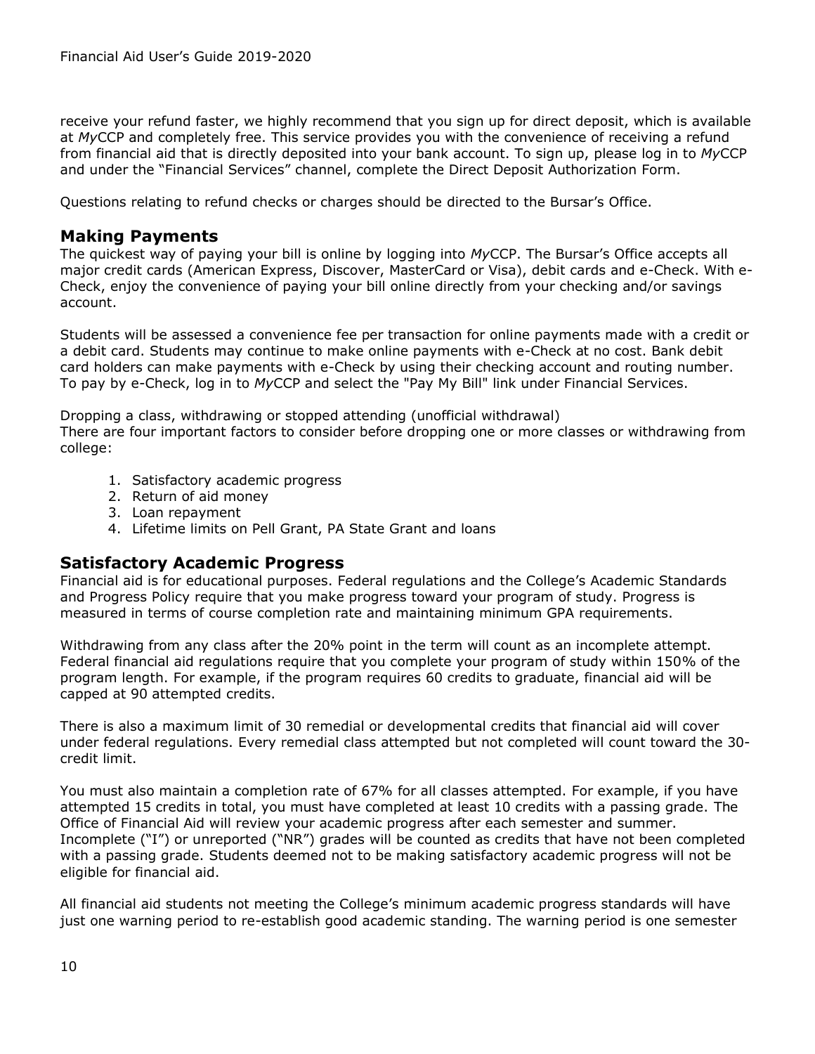receive your refund faster, we highly recommend that you sign up for direct deposit, which is available at *My*CCP and completely free. This service provides you with the convenience of receiving a refund from financial aid that is directly deposited into your bank account. To sign up, please log in to *My*CCP and under the "Financial Services" channel, complete the Direct Deposit Authorization Form.

Questions relating to refund checks or charges should be directed to the Bursar's Office.

## Making Payments

The quickest way of paying your bill is online by logging into *My*CCP. The Bursar's Office accepts all major credit cards (American Express, Discover, MasterCard or Visa), debit cards and e-Check. With e-Check, enjoy the convenience of paying your bill online directly from your checking and/or savings account.

Students will be assessed a convenience fee per transaction for online payments made with a credit or a debit card. Students may continue to make online payments with e-Check at no cost. Bank debit card holders can make payments with e-Check by using their checking account and routing number. To pay by e-Check, log in to *My*CCP and select the "Pay My Bill" link under Financial Services.

Dropping a class, withdrawing or stopped attending (unofficial withdrawal)
There are four important factors to consider before dropping one or more classes or withdrawing from college:

1. Satisfactory academic progress
2. Return of aid money
3. Loan repayment
4. Lifetime limits on Pell Grant, PA State Grant and loans

## Satisfactory Academic Progress

Financial aid is for educational purposes. Federal regulations and the College's Academic Standards and Progress Policy require that you make progress toward your program of study. Progress is measured in terms of course completion rate and maintaining minimum GPA requirements.

Withdrawing from any class after the 20% point in the term will count as an incomplete attempt. Federal financial aid regulations require that you complete your program of study within 150% of the program length. For example, if the program requires 60 credits to graduate, financial aid will be capped at 90 attempted credits.

There is also a maximum limit of 30 remedial or developmental credits that financial aid will cover under federal regulations. Every remedial class attempted but not completed will count toward the 30-credit limit.

You must also maintain a completion rate of 67% for all classes attempted. For example, if you have attempted 15 credits in total, you must have completed at least 10 credits with a passing grade. The Office of Financial Aid will review your academic progress after each semester and summer. Incomplete ("I") or unreported ("NR") grades will be counted as credits that have not been completed with a passing grade. Students deemed not to be making satisfactory academic progress will not be eligible for financial aid.

All financial aid students not meeting the College's minimum academic progress standards will have just one warning period to re-establish good academic standing. The warning period is one semester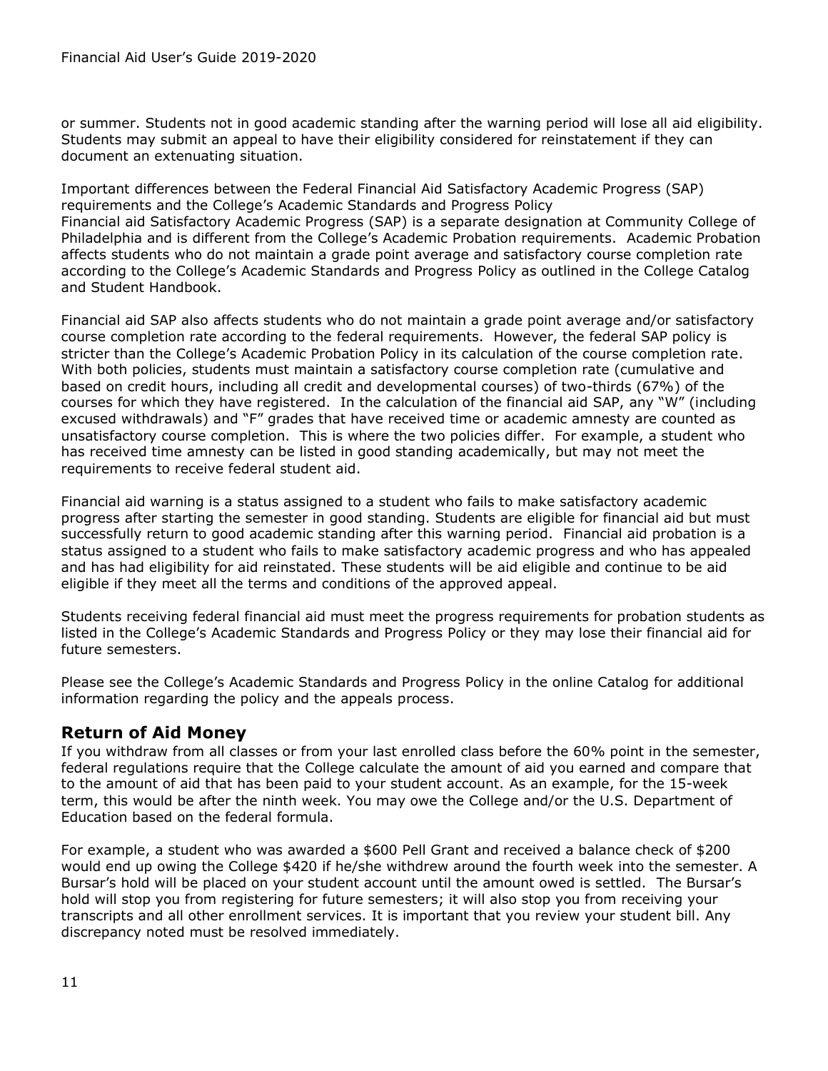or summer. Students not in good academic standing after the warning period will lose all aid eligibility. Students may submit an appeal to have their eligibility considered for reinstatement if they can document an extenuating situation.

Important differences between the Federal Financial Aid Satisfactory Academic Progress (SAP) requirements and the College's Academic Standards and Progress Policy
Financial aid Satisfactory Academic Progress (SAP) is a separate designation at Community College of Philadelphia and is different from the College's Academic Probation requirements. Academic Probation affects students who do not maintain a grade point average and satisfactory course completion rate according to the College's Academic Standards and Progress Policy as outlined in the College Catalog and Student Handbook.

Financial aid SAP also affects students who do not maintain a grade point average and/or satisfactory course completion rate according to the federal requirements. However, the federal SAP policy is stricter than the College's Academic Probation Policy in its calculation of the course completion rate. With both policies, students must maintain a satisfactory course completion rate (cumulative and based on credit hours, including all credit and developmental courses) of two-thirds (67%) of the courses for which they have registered. In the calculation of the financial aid SAP, any "W" (including excused withdrawals) and "F" grades that have received time or academic amnesty are counted as unsatisfactory course completion. This is where the two policies differ. For example, a student who has received time amnesty can be listed in good standing academically, but may not meet the requirements to receive federal student aid.

Financial aid warning is a status assigned to a student who fails to make satisfactory academic progress after starting the semester in good standing. Students are eligible for financial aid but must successfully return to good academic standing after this warning period. Financial aid probation is a status assigned to a student who fails to make satisfactory academic progress and who has appealed and has had eligibility for aid reinstated. These students will be aid eligible and continue to be aid eligible if they meet all the terms and conditions of the approved appeal.

Students receiving federal financial aid must meet the progress requirements for probation students as listed in the College's Academic Standards and Progress Policy or they may lose their financial aid for future semesters.

Please see the College's Academic Standards and Progress Policy in the online Catalog for additional information regarding the policy and the appeals process.

## Return of Aid Money

If you withdraw from all classes or from your last enrolled class before the 60% point in the semester, federal regulations require that the College calculate the amount of aid you earned and compare that to the amount of aid that has been paid to your student account. As an example, for the 15-week term, this would be after the ninth week. You may owe the College and/or the U.S. Department of Education based on the federal formula.

For example, a student who was awarded a $600 Pell Grant and received a balance check of $200 would end up owing the College $420 if he/she withdrew around the fourth week into the semester. A Bursar's hold will be placed on your student account until the amount owed is settled. The Bursar's hold will stop you from registering for future semesters; it will also stop you from receiving your transcripts and all other enrollment services. It is important that you review your student bill. Any discrepancy noted must be resolved immediately.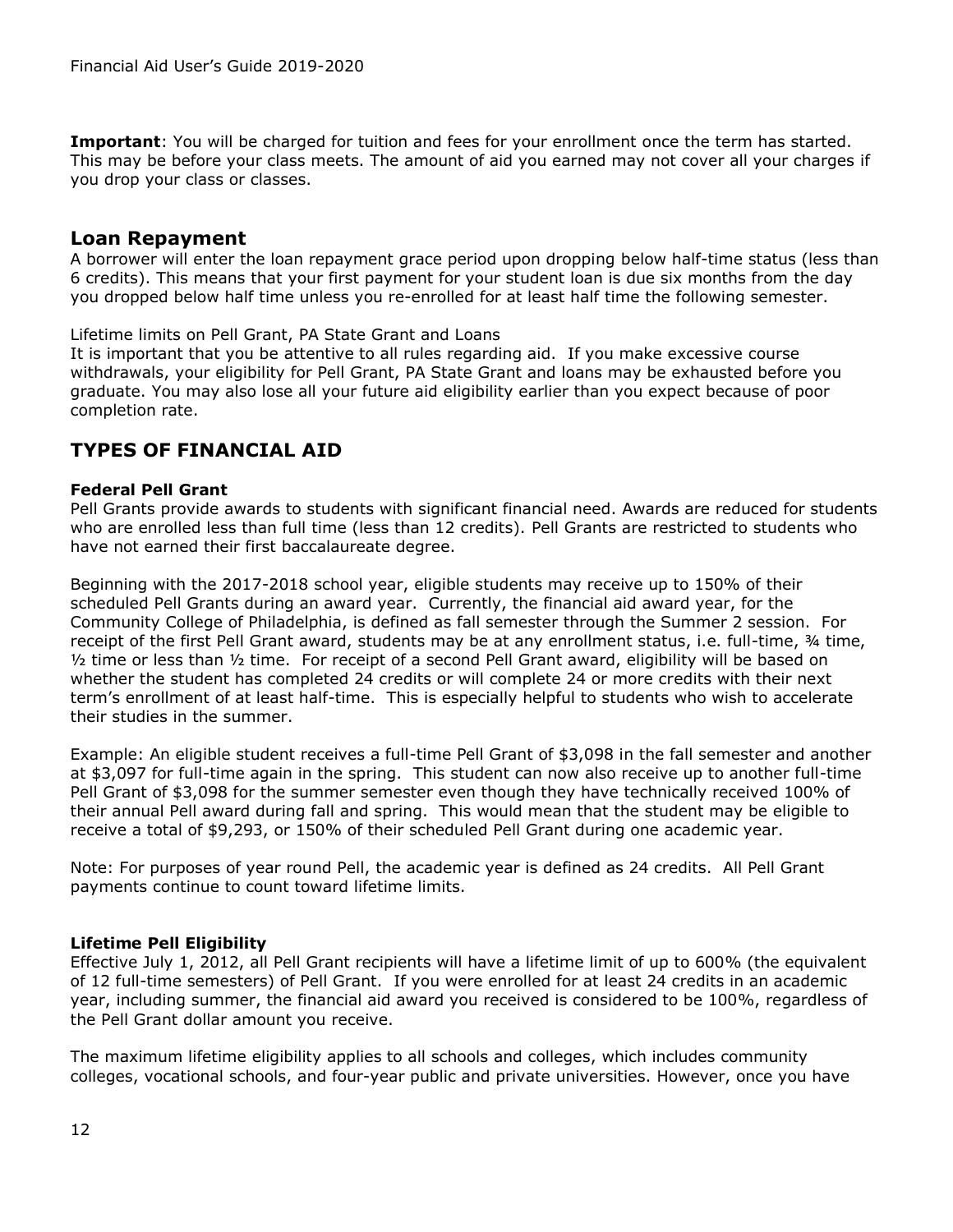**Important**: You will be charged for tuition and fees for your enrollment once the term has started. This may be before your class meets. The amount of aid you earned may not cover all your charges if you drop your class or classes.

## Loan Repayment

A borrower will enter the loan repayment grace period upon dropping below half-time status (less than 6 credits). This means that your first payment for your student loan is due six months from the day you dropped below half time unless you re-enrolled for at least half time the following semester.

Lifetime limits on Pell Grant, PA State Grant and Loans
It is important that you be attentive to all rules regarding aid. If you make excessive course withdrawals, your eligibility for Pell Grant, PA State Grant and loans may be exhausted before you graduate. You may also lose all your future aid eligibility earlier than you expect because of poor completion rate.

## TYPES OF FINANCIAL AID

### Federal Pell Grant

Pell Grants provide awards to students with significant financial need. Awards are reduced for students who are enrolled less than full time (less than 12 credits). Pell Grants are restricted to students who have not earned their first baccalaureate degree.

Beginning with the 2017-2018 school year, eligible students may receive up to 150% of their scheduled Pell Grants during an award year. Currently, the financial aid award year, for the Community College of Philadelphia, is defined as fall semester through the Summer 2 session. For receipt of the first Pell Grant award, students may be at any enrollment status, i.e. full-time, ¾ time, ½ time or less than ½ time. For receipt of a second Pell Grant award, eligibility will be based on whether the student has completed 24 credits or will complete 24 or more credits with their next term's enrollment of at least half-time. This is especially helpful to students who wish to accelerate their studies in the summer.

Example: An eligible student receives a full-time Pell Grant of $3,098 in the fall semester and another at $3,097 for full-time again in the spring. This student can now also receive up to another full-time Pell Grant of $3,098 for the summer semester even though they have technically received 100% of their annual Pell award during fall and spring. This would mean that the student may be eligible to receive a total of $9,293, or 150% of their scheduled Pell Grant during one academic year.

Note: For purposes of year round Pell, the academic year is defined as 24 credits. All Pell Grant payments continue to count toward lifetime limits.

### Lifetime Pell Eligibility

Effective July 1, 2012, all Pell Grant recipients will have a lifetime limit of up to 600% (the equivalent of 12 full-time semesters) of Pell Grant. If you were enrolled for at least 24 credits in an academic year, including summer, the financial aid award you received is considered to be 100%, regardless of the Pell Grant dollar amount you receive.

The maximum lifetime eligibility applies to all schools and colleges, which includes community colleges, vocational schools, and four-year public and private universities. However, once you have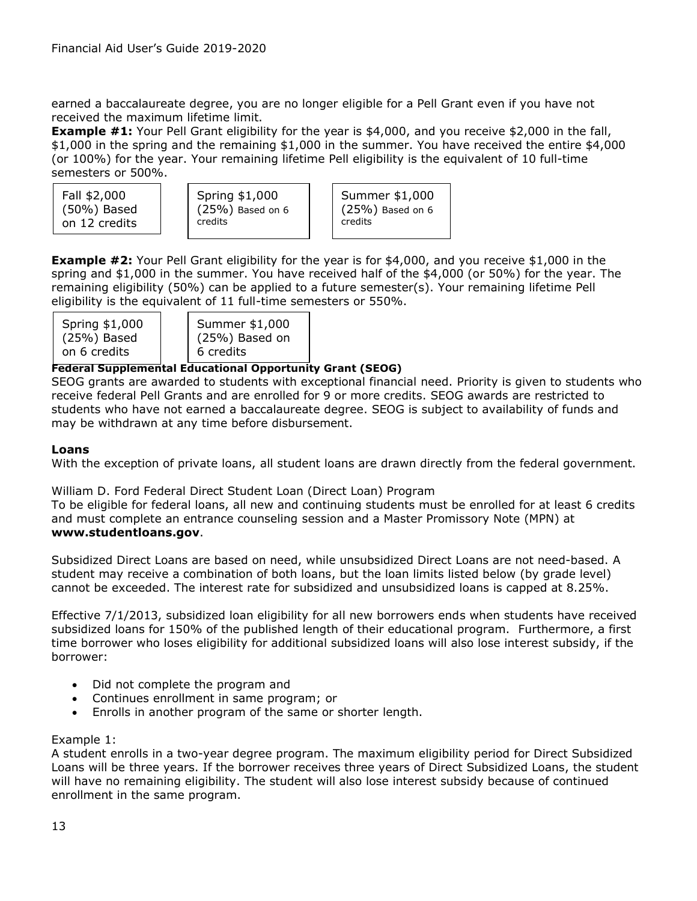earned a baccalaureate degree, you are no longer eligible for a Pell Grant even if you have not received the maximum lifetime limit.

**Example #1:** Your Pell Grant eligibility for the year is $4,000, and you receive $2,000 in the fall, $1,000 in the spring and the remaining $1,000 in the summer. You have received the entire $4,000 (or 100%) for the year. Your remaining lifetime Pell eligibility is the equivalent of 10 full-time semesters or 500%.

| Fall $2,000 (50%) Based on 12 credits | Spring $1,000 (25%) Based on 6 credits | Summer $1,000 (25%) Based on 6 credits |
|---|---|---|

**Example #2:** Your Pell Grant eligibility for the year is for $4,000, and you receive $1,000 in the spring and $1,000 in the summer. You have received half of the $4,000 (or 50%) for the year. The remaining eligibility (50%) can be applied to a future semester(s). Your remaining lifetime Pell eligibility is the equivalent of 11 full-time semesters or 550%.

| Spring $1,000 (25%) Based on 6 credits | Summer $1,000 (25%) Based on 6 credits |
|---|---|

**Federal Supplemental Educational Opportunity Grant (SEOG)**

SEOG grants are awarded to students with exceptional financial need. Priority is given to students who receive federal Pell Grants and are enrolled for 9 or more credits. SEOG awards are restricted to students who have not earned a baccalaureate degree. SEOG is subject to availability of funds and may be withdrawn at any time before disbursement.

**Loans**

With the exception of private loans, all student loans are drawn directly from the federal government.

William D. Ford Federal Direct Student Loan (Direct Loan) Program

To be eligible for federal loans, all new and continuing students must be enrolled for at least 6 credits and must complete an entrance counseling session and a Master Promissory Note (MPN) at **www.studentloans.gov**.

Subsidized Direct Loans are based on need, while unsubsidized Direct Loans are not need-based. A student may receive a combination of both loans, but the loan limits listed below (by grade level) cannot be exceeded. The interest rate for subsidized and unsubsidized loans is capped at 8.25%.

Effective 7/1/2013, subsidized loan eligibility for all new borrowers ends when students have received subsidized loans for 150% of the published length of their educational program. Furthermore, a first time borrower who loses eligibility for additional subsidized loans will also lose interest subsidy, if the borrower:

- Did not complete the program and
- Continues enrollment in same program; or
- Enrolls in another program of the same or shorter length.

Example 1:

A student enrolls in a two-year degree program. The maximum eligibility period for Direct Subsidized Loans will be three years. If the borrower receives three years of Direct Subsidized Loans, the student will have no remaining eligibility. The student will also lose interest subsidy because of continued enrollment in the same program.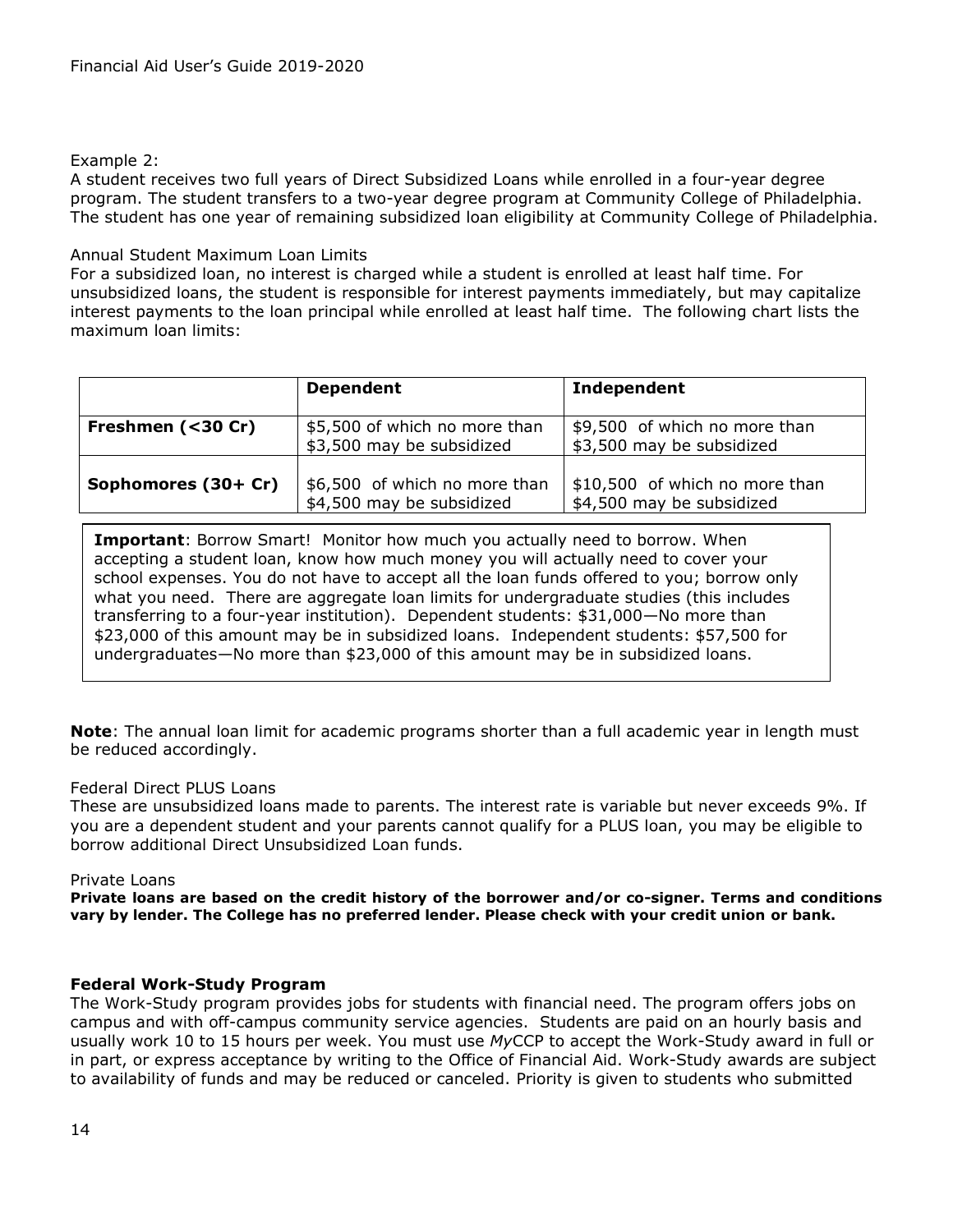Example 2:
A student receives two full years of Direct Subsidized Loans while enrolled in a four-year degree program. The student transfers to a two-year degree program at Community College of Philadelphia. The student has one year of remaining subsidized loan eligibility at Community College of Philadelphia.

Annual Student Maximum Loan Limits
For a subsidized loan, no interest is charged while a student is enrolled at least half time. For unsubsidized loans, the student is responsible for interest payments immediately, but may capitalize interest payments to the loan principal while enrolled at least half time. The following chart lists the maximum loan limits:

| | **Dependent** | **Independent** |
|---|---|---|
| **Freshmen (<30 Cr)** | $5,500 of which no more than $3,500 may be subsidized | $9,500 of which no more than $3,500 may be subsidized |
| **Sophomores (30+ Cr)** | $6,500 of which no more than $4,500 may be subsidized | $10,500 of which no more than $4,500 may be subsidized |

**Important**: Borrow Smart! Monitor how much you actually need to borrow. When accepting a student loan, know how much money you will actually need to cover your school expenses. You do not have to accept all the loan funds offered to you; borrow only what you need. There are aggregate loan limits for undergraduate studies (this includes transferring to a four-year institution). Dependent students: $31,000—No more than $23,000 of this amount may be in subsidized loans. Independent students: $57,500 for undergraduates—No more than $23,000 of this amount may be in subsidized loans.

**Note**: The annual loan limit for academic programs shorter than a full academic year in length must be reduced accordingly.

Federal Direct PLUS Loans
These are unsubsidized loans made to parents. The interest rate is variable but never exceeds 9%. If you are a dependent student and your parents cannot qualify for a PLUS loan, you may be eligible to borrow additional Direct Unsubsidized Loan funds.

Private Loans
**Private loans are based on the credit history of the borrower and/or co-signer. Terms and conditions vary by lender. The College has no preferred lender. Please check with your credit union or bank.**

### Federal Work-Study Program

The Work-Study program provides jobs for students with financial need. The program offers jobs on campus and with off-campus community service agencies. Students are paid on an hourly basis and usually work 10 to 15 hours per week. You must use *My*CCP to accept the Work-Study award in full or in part, or express acceptance by writing to the Office of Financial Aid. Work-Study awards are subject to availability of funds and may be reduced or canceled. Priority is given to students who submitted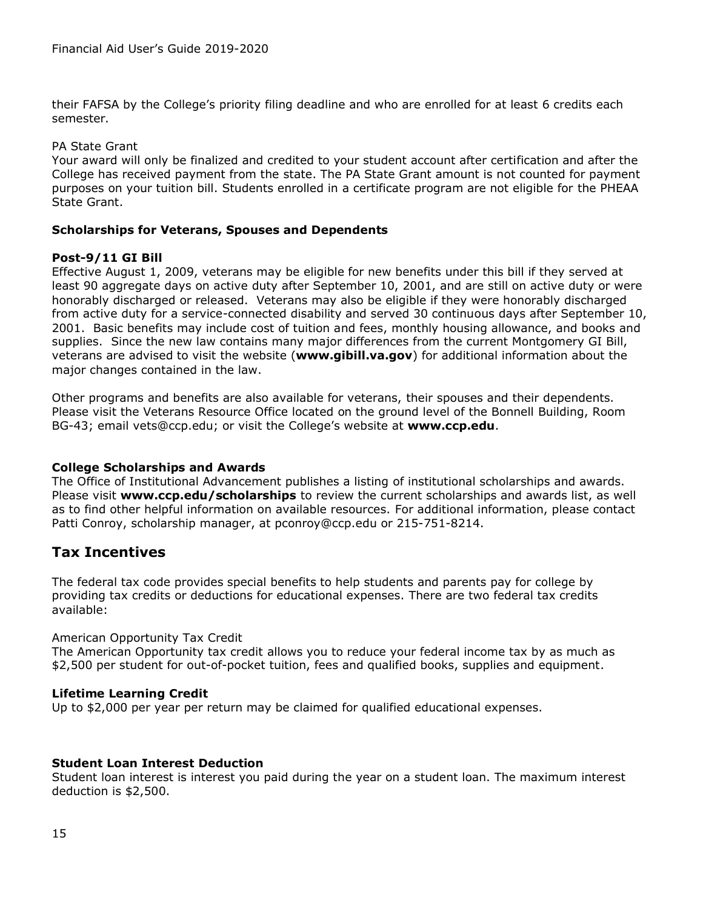their FAFSA by the College's priority filing deadline and who are enrolled for at least 6 credits each semester.

PA State Grant

Your award will only be finalized and credited to your student account after certification and after the College has received payment from the state. The PA State Grant amount is not counted for payment purposes on your tuition bill. Students enrolled in a certificate program are not eligible for the PHEAA State Grant.

**Scholarships for Veterans, Spouses and Dependents**

**Post-9/11 GI Bill**

Effective August 1, 2009, veterans may be eligible for new benefits under this bill if they served at least 90 aggregate days on active duty after September 10, 2001, and are still on active duty or were honorably discharged or released. Veterans may also be eligible if they were honorably discharged from active duty for a service-connected disability and served 30 continuous days after September 10, 2001. Basic benefits may include cost of tuition and fees, monthly housing allowance, and books and supplies. Since the new law contains many major differences from the current Montgomery GI Bill, veterans are advised to visit the website (**www.gibill.va.gov**) for additional information about the major changes contained in the law.

Other programs and benefits are also available for veterans, their spouses and their dependents. Please visit the Veterans Resource Office located on the ground level of the Bonnell Building, Room BG-43; email vets@ccp.edu; or visit the College's website at **www.ccp.edu**.

**College Scholarships and Awards**

The Office of Institutional Advancement publishes a listing of institutional scholarships and awards. Please visit **www.ccp.edu/scholarships** to review the current scholarships and awards list, as well as to find other helpful information on available resources. For additional information, please contact Patti Conroy, scholarship manager, at pconroy@ccp.edu or 215-751-8214.

## Tax Incentives

The federal tax code provides special benefits to help students and parents pay for college by providing tax credits or deductions for educational expenses. There are two federal tax credits available:

American Opportunity Tax Credit

The American Opportunity tax credit allows you to reduce your federal income tax by as much as $2,500 per student for out-of-pocket tuition, fees and qualified books, supplies and equipment.

**Lifetime Learning Credit**

Up to $2,000 per year per return may be claimed for qualified educational expenses.

**Student Loan Interest Deduction**

Student loan interest is interest you paid during the year on a student loan. The maximum interest deduction is $2,500.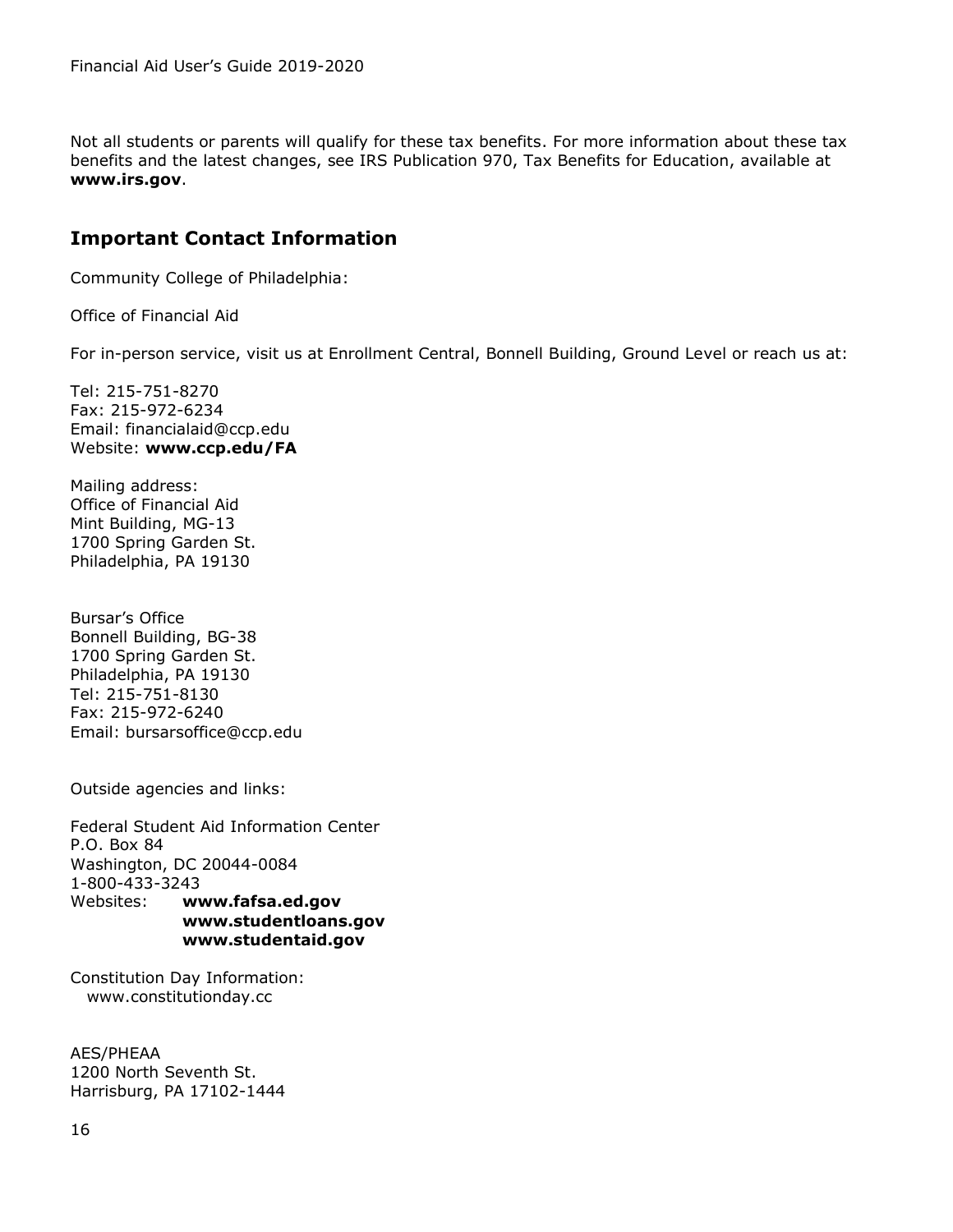Not all students or parents will qualify for these tax benefits. For more information about these tax benefits and the latest changes, see IRS Publication 970, Tax Benefits for Education, available at **www.irs.gov**.

## Important Contact Information

Community College of Philadelphia:

Office of Financial Aid

For in-person service, visit us at Enrollment Central, Bonnell Building, Ground Level or reach us at:

Tel: 215-751-8270  
Fax: 215-972-6234  
Email: financialaid@ccp.edu  
Website: **www.ccp.edu/FA**

Mailing address:  
Office of Financial Aid  
Mint Building, MG-13  
1700 Spring Garden St.  
Philadelphia, PA 19130

Bursar's Office  
Bonnell Building, BG-38  
1700 Spring Garden St.  
Philadelphia, PA 19130  
Tel: 215-751-8130  
Fax: 215-972-6240  
Email: bursarsoffice@ccp.edu

Outside agencies and links:

Federal Student Aid Information Center  
P.O. Box 84  
Washington, DC 20044-0084  
1-800-433-3243  
Websites: **www.fafsa.ed.gov**  
**www.studentloans.gov**  
**www.studentaid.gov**

Constitution Day Information:  
www.constitutionday.cc

AES/PHEAA  
1200 North Seventh St.  
Harrisburg, PA 17102-1444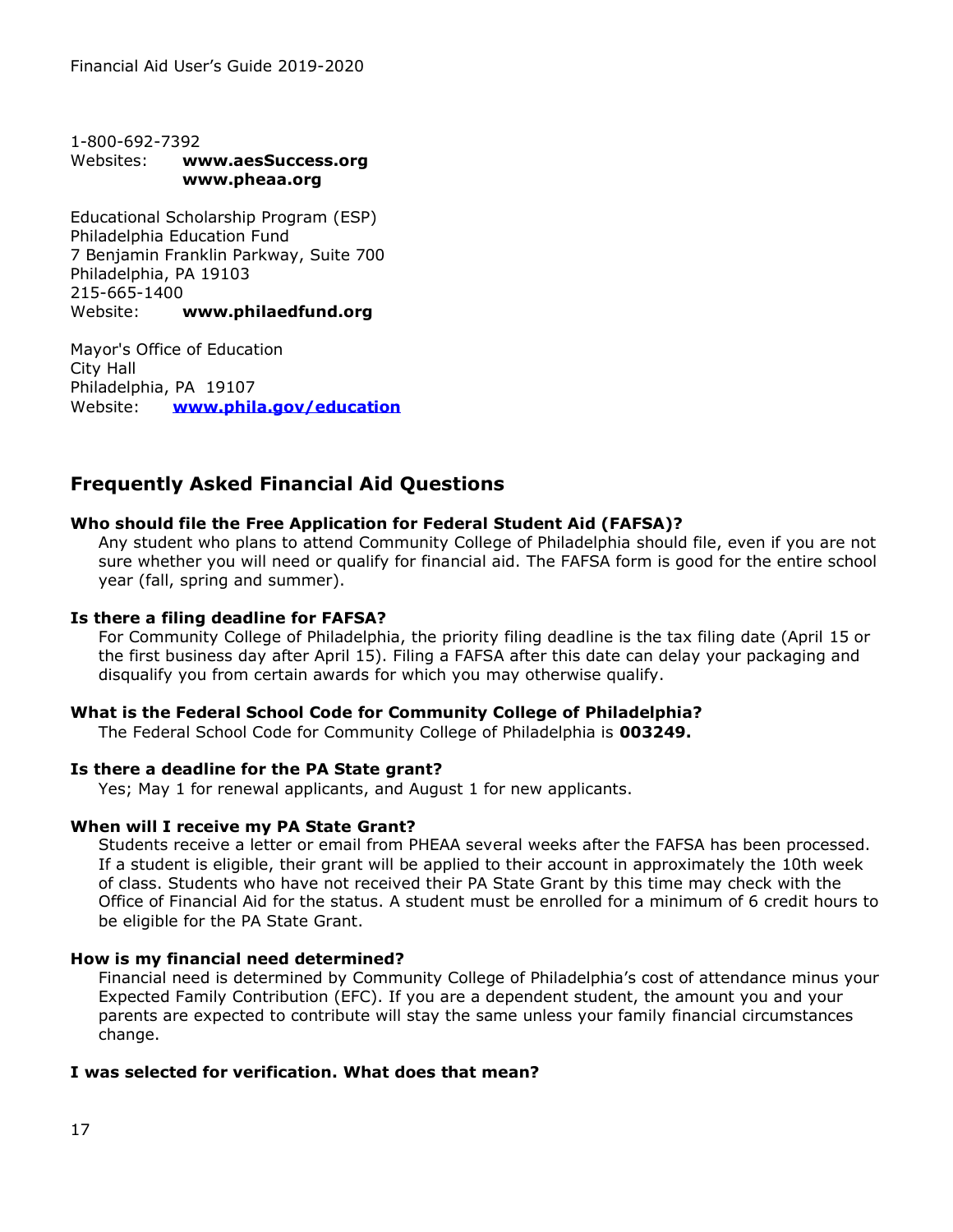1-800-692-7392
Websites: **www.aesSuccess.org**
**www.pheaa.org**

Educational Scholarship Program (ESP)
Philadelphia Education Fund
7 Benjamin Franklin Parkway, Suite 700
Philadelphia, PA 19103
215-665-1400
Website: **www.philaedfund.org**

Mayor's Office of Education
City Hall
Philadelphia, PA 19107
Website: **www.phila.gov/education**

## Frequently Asked Financial Aid Questions

**Who should file the Free Application for Federal Student Aid (FAFSA)?**

Any student who plans to attend Community College of Philadelphia should file, even if you are not sure whether you will need or qualify for financial aid. The FAFSA form is good for the entire school year (fall, spring and summer).

**Is there a filing deadline for FAFSA?**

For Community College of Philadelphia, the priority filing deadline is the tax filing date (April 15 or the first business day after April 15). Filing a FAFSA after this date can delay your packaging and disqualify you from certain awards for which you may otherwise qualify.

**What is the Federal School Code for Community College of Philadelphia?**

The Federal School Code for Community College of Philadelphia is **003249.**

**Is there a deadline for the PA State grant?**

Yes; May 1 for renewal applicants, and August 1 for new applicants.

**When will I receive my PA State Grant?**

Students receive a letter or email from PHEAA several weeks after the FAFSA has been processed. If a student is eligible, their grant will be applied to their account in approximately the 10th week of class. Students who have not received their PA State Grant by this time may check with the Office of Financial Aid for the status. A student must be enrolled for a minimum of 6 credit hours to be eligible for the PA State Grant.

**How is my financial need determined?**

Financial need is determined by Community College of Philadelphia's cost of attendance minus your Expected Family Contribution (EFC). If you are a dependent student, the amount you and your parents are expected to contribute will stay the same unless your family financial circumstances change.

**I was selected for verification. What does that mean?**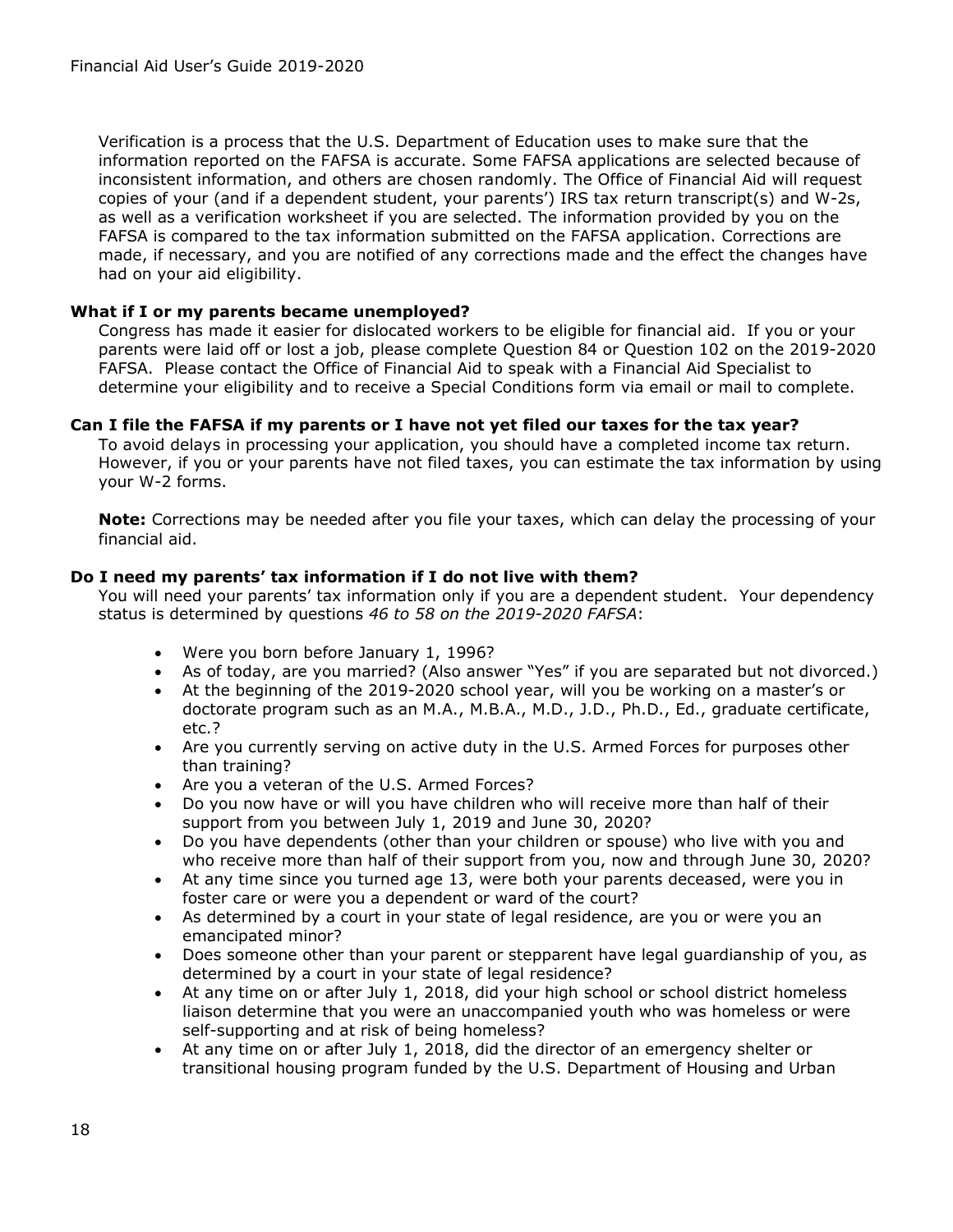Verification is a process that the U.S. Department of Education uses to make sure that the information reported on the FAFSA is accurate. Some FAFSA applications are selected because of inconsistent information, and others are chosen randomly. The Office of Financial Aid will request copies of your (and if a dependent student, your parents') IRS tax return transcript(s) and W-2s, as well as a verification worksheet if you are selected. The information provided by you on the FAFSA is compared to the tax information submitted on the FAFSA application. Corrections are made, if necessary, and you are notified of any corrections made and the effect the changes have had on your aid eligibility.

**What if I or my parents became unemployed?**

Congress has made it easier for dislocated workers to be eligible for financial aid. If you or your parents were laid off or lost a job, please complete Question 84 or Question 102 on the 2019-2020 FAFSA. Please contact the Office of Financial Aid to speak with a Financial Aid Specialist to determine your eligibility and to receive a Special Conditions form via email or mail to complete.

**Can I file the FAFSA if my parents or I have not yet filed our taxes for the tax year?**

To avoid delays in processing your application, you should have a completed income tax return. However, if you or your parents have not filed taxes, you can estimate the tax information by using your W-2 forms.

**Note:** Corrections may be needed after you file your taxes, which can delay the processing of your financial aid.

**Do I need my parents' tax information if I do not live with them?**

You will need your parents' tax information only if you are a dependent student. Your dependency status is determined by questions *46 to 58 on the 2019-2020 FAFSA*:

- Were you born before January 1, 1996?
- As of today, are you married? (Also answer "Yes" if you are separated but not divorced.)
- At the beginning of the 2019-2020 school year, will you be working on a master's or doctorate program such as an M.A., M.B.A., M.D., J.D., Ph.D., Ed., graduate certificate, etc.?
- Are you currently serving on active duty in the U.S. Armed Forces for purposes other than training?
- Are you a veteran of the U.S. Armed Forces?
- Do you now have or will you have children who will receive more than half of their support from you between July 1, 2019 and June 30, 2020?
- Do you have dependents (other than your children or spouse) who live with you and who receive more than half of their support from you, now and through June 30, 2020?
- At any time since you turned age 13, were both your parents deceased, were you in foster care or were you a dependent or ward of the court?
- As determined by a court in your state of legal residence, are you or were you an emancipated minor?
- Does someone other than your parent or stepparent have legal guardianship of you, as determined by a court in your state of legal residence?
- At any time on or after July 1, 2018, did your high school or school district homeless liaison determine that you were an unaccompanied youth who was homeless or were self-supporting and at risk of being homeless?
- At any time on or after July 1, 2018, did the director of an emergency shelter or transitional housing program funded by the U.S. Department of Housing and Urban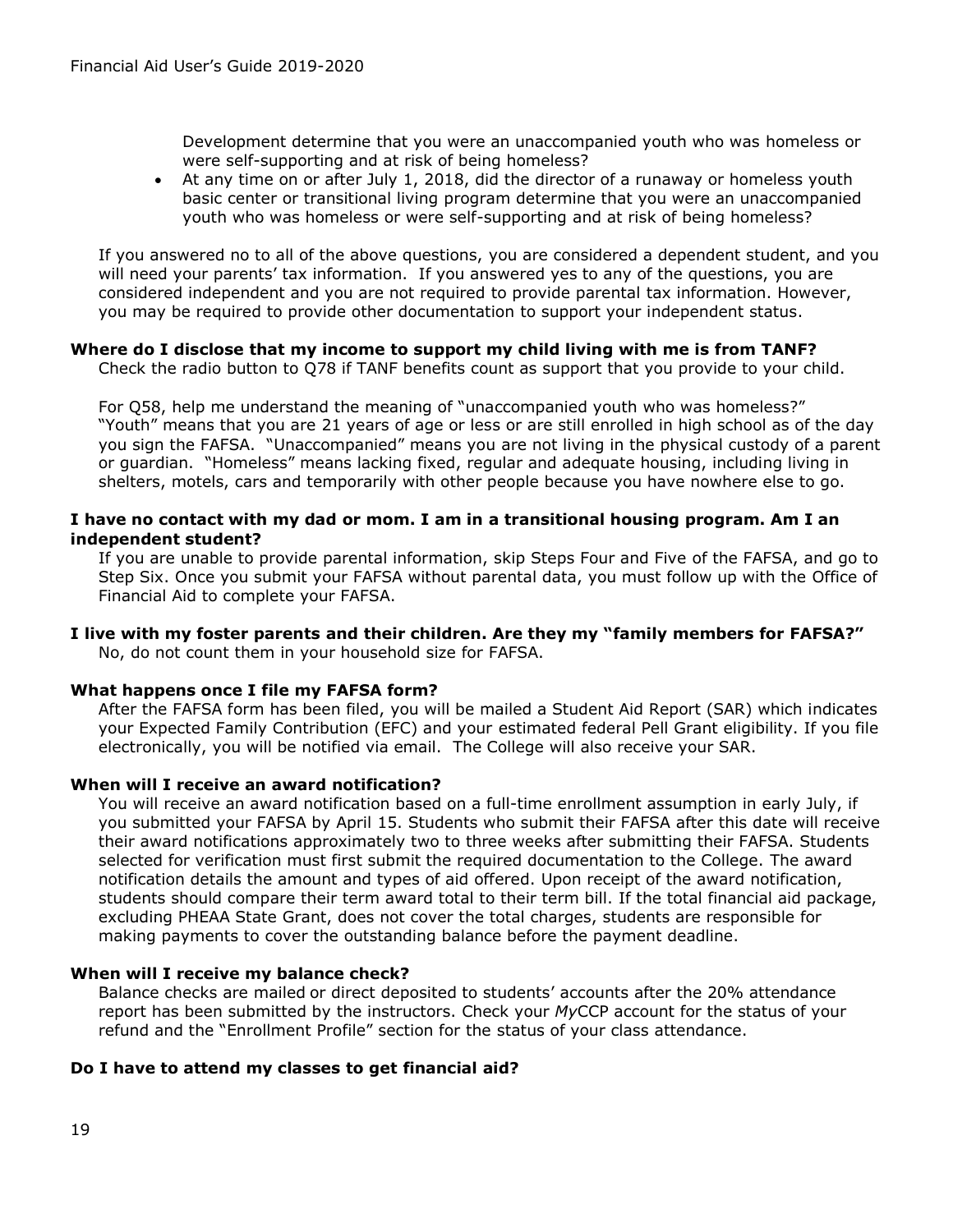Development determine that you were an unaccompanied youth who was homeless or were self-supporting and at risk of being homeless?
- At any time on or after July 1, 2018, did the director of a runaway or homeless youth basic center or transitional living program determine that you were an unaccompanied youth who was homeless or were self-supporting and at risk of being homeless?

If you answered no to all of the above questions, you are considered a dependent student, and you will need your parents' tax information. If you answered yes to any of the questions, you are considered independent and you are not required to provide parental tax information. However, you may be required to provide other documentation to support your independent status.

**Where do I disclose that my income to support my child living with me is from TANF?**

Check the radio button to Q78 if TANF benefits count as support that you provide to your child.

For Q58, help me understand the meaning of "unaccompanied youth who was homeless?" "Youth" means that you are 21 years of age or less or are still enrolled in high school as of the day you sign the FAFSA. "Unaccompanied" means you are not living in the physical custody of a parent or guardian. "Homeless" means lacking fixed, regular and adequate housing, including living in shelters, motels, cars and temporarily with other people because you have nowhere else to go.

**I have no contact with my dad or mom. I am in a transitional housing program. Am I an independent student?**

If you are unable to provide parental information, skip Steps Four and Five of the FAFSA, and go to Step Six. Once you submit your FAFSA without parental data, you must follow up with the Office of Financial Aid to complete your FAFSA.

**I live with my foster parents and their children. Are they my "family members for FAFSA?"**

No, do not count them in your household size for FAFSA.

**What happens once I file my FAFSA form?**

After the FAFSA form has been filed, you will be mailed a Student Aid Report (SAR) which indicates your Expected Family Contribution (EFC) and your estimated federal Pell Grant eligibility. If you file electronically, you will be notified via email. The College will also receive your SAR.

**When will I receive an award notification?**

You will receive an award notification based on a full-time enrollment assumption in early July, if you submitted your FAFSA by April 15. Students who submit their FAFSA after this date will receive their award notifications approximately two to three weeks after submitting their FAFSA. Students selected for verification must first submit the required documentation to the College. The award notification details the amount and types of aid offered. Upon receipt of the award notification, students should compare their term award total to their term bill. If the total financial aid package, excluding PHEAA State Grant, does not cover the total charges, students are responsible for making payments to cover the outstanding balance before the payment deadline.

**When will I receive my balance check?**

Balance checks are mailed or direct deposited to students' accounts after the 20% attendance report has been submitted by the instructors. Check your *My*CCP account for the status of your refund and the "Enrollment Profile" section for the status of your class attendance.

**Do I have to attend my classes to get financial aid?**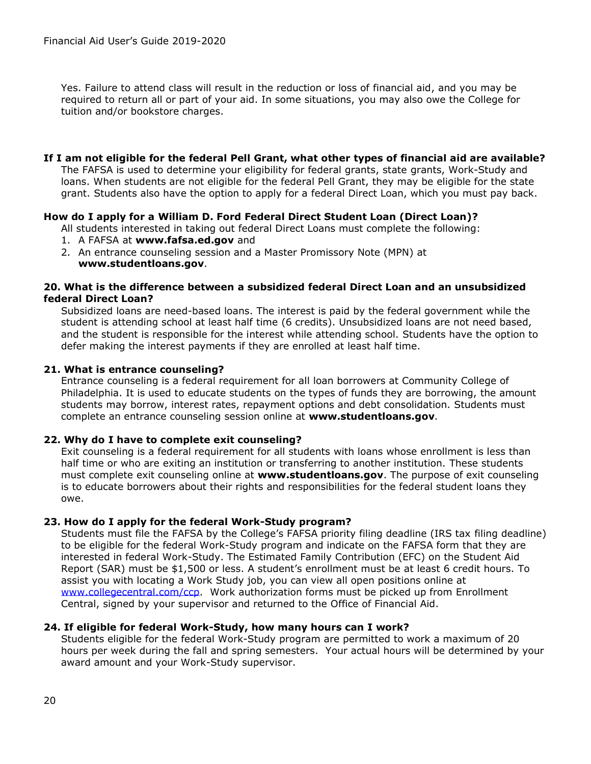Yes. Failure to attend class will result in the reduction or loss of financial aid, and you may be required to return all or part of your aid. In some situations, you may also owe the College for tuition and/or bookstore charges.

**If I am not eligible for the federal Pell Grant, what other types of financial aid are available?**

The FAFSA is used to determine your eligibility for federal grants, state grants, Work-Study and loans. When students are not eligible for the federal Pell Grant, they may be eligible for the state grant. Students also have the option to apply for a federal Direct Loan, which you must pay back.

**How do I apply for a William D. Ford Federal Direct Student Loan (Direct Loan)?**

All students interested in taking out federal Direct Loans must complete the following:

1. A FAFSA at **www.fafsa.ed.gov** and
2. An entrance counseling session and a Master Promissory Note (MPN) at **www.studentloans.gov**.

**20. What is the difference between a subsidized federal Direct Loan and an unsubsidized federal Direct Loan?**

Subsidized loans are need-based loans. The interest is paid by the federal government while the student is attending school at least half time (6 credits). Unsubsidized loans are not need based, and the student is responsible for the interest while attending school. Students have the option to defer making the interest payments if they are enrolled at least half time.

**21. What is entrance counseling?**

Entrance counseling is a federal requirement for all loan borrowers at Community College of Philadelphia. It is used to educate students on the types of funds they are borrowing, the amount students may borrow, interest rates, repayment options and debt consolidation. Students must complete an entrance counseling session online at **www.studentloans.gov**.

**22. Why do I have to complete exit counseling?**

Exit counseling is a federal requirement for all students with loans whose enrollment is less than half time or who are exiting an institution or transferring to another institution. These students must complete exit counseling online at **www.studentloans.gov**. The purpose of exit counseling is to educate borrowers about their rights and responsibilities for the federal student loans they owe.

**23. How do I apply for the federal Work-Study program?**

Students must file the FAFSA by the College's FAFSA priority filing deadline (IRS tax filing deadline) to be eligible for the federal Work-Study program and indicate on the FAFSA form that they are interested in federal Work-Study. The Estimated Family Contribution (EFC) on the Student Aid Report (SAR) must be $1,500 or less. A student's enrollment must be at least 6 credit hours. To assist you with locating a Work Study job, you can view all open positions online at www.collegecentral.com/ccp. Work authorization forms must be picked up from Enrollment Central, signed by your supervisor and returned to the Office of Financial Aid.

**24. If eligible for federal Work-Study, how many hours can I work?**

Students eligible for the federal Work-Study program are permitted to work a maximum of 20 hours per week during the fall and spring semesters. Your actual hours will be determined by your award amount and your Work-Study supervisor.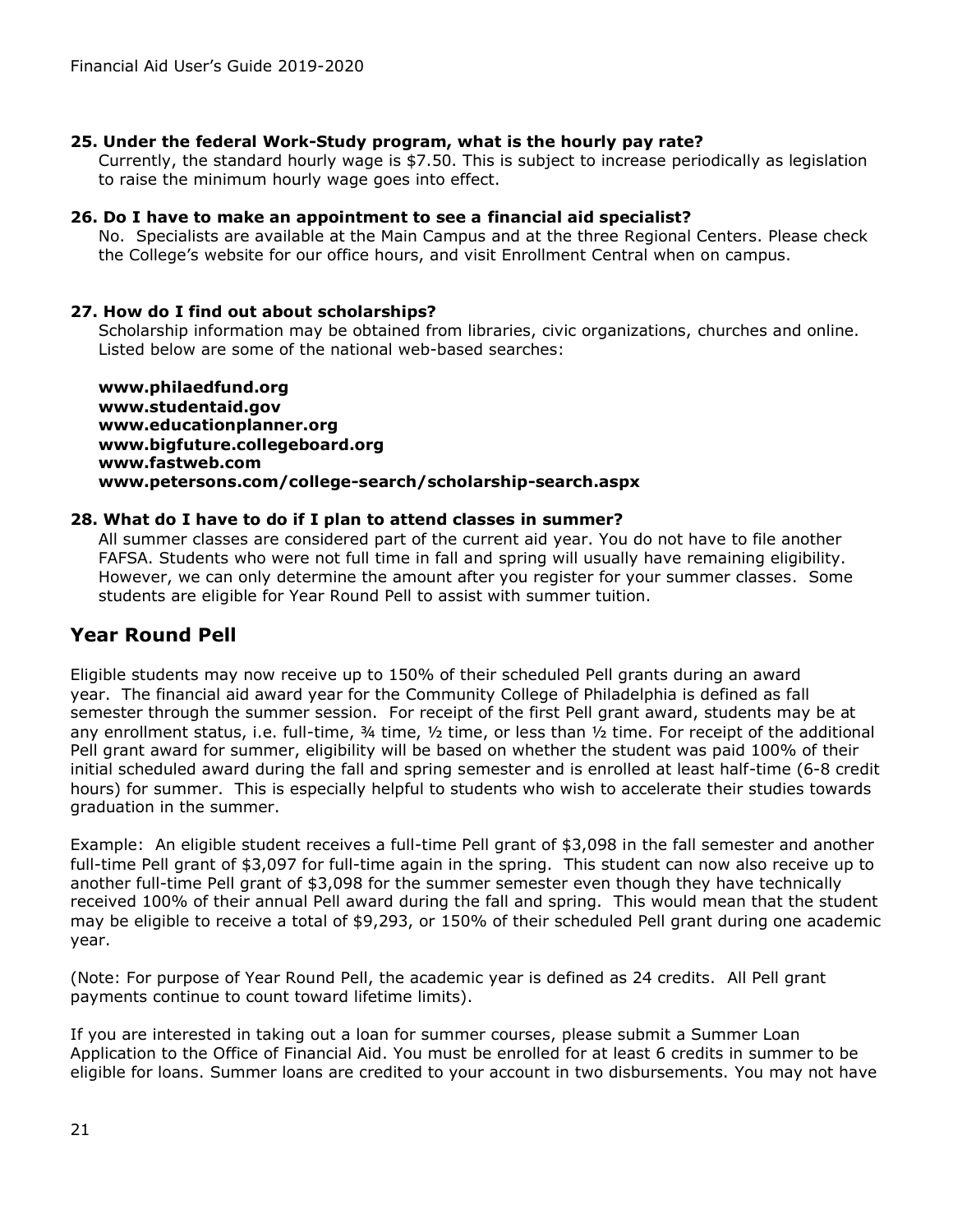**25. Under the federal Work-Study program, what is the hourly pay rate?**

Currently, the standard hourly wage is $7.50. This is subject to increase periodically as legislation to raise the minimum hourly wage goes into effect.

**26. Do I have to make an appointment to see a financial aid specialist?**

No. Specialists are available at the Main Campus and at the three Regional Centers. Please check the College's website for our office hours, and visit Enrollment Central when on campus.

**27. How do I find out about scholarships?**

Scholarship information may be obtained from libraries, civic organizations, churches and online. Listed below are some of the national web-based searches:

**www.philaedfund.org**
**www.studentaid.gov**
**www.educationplanner.org**
**www.bigfuture.collegeboard.org**
**www.fastweb.com**
**www.petersons.com/college-search/scholarship-search.aspx**

**28. What do I have to do if I plan to attend classes in summer?**

All summer classes are considered part of the current aid year. You do not have to file another FAFSA. Students who were not full time in fall and spring will usually have remaining eligibility. However, we can only determine the amount after you register for your summer classes. Some students are eligible for Year Round Pell to assist with summer tuition.

## Year Round Pell

Eligible students may now receive up to 150% of their scheduled Pell grants during an award year. The financial aid award year for the Community College of Philadelphia is defined as fall semester through the summer session. For receipt of the first Pell grant award, students may be at any enrollment status, i.e. full-time, ¾ time, ½ time, or less than ½ time. For receipt of the additional Pell grant award for summer, eligibility will be based on whether the student was paid 100% of their initial scheduled award during the fall and spring semester and is enrolled at least half-time (6-8 credit hours) for summer. This is especially helpful to students who wish to accelerate their studies towards graduation in the summer.

Example: An eligible student receives a full-time Pell grant of $3,098 in the fall semester and another full-time Pell grant of $3,097 for full-time again in the spring. This student can now also receive up to another full-time Pell grant of $3,098 for the summer semester even though they have technically received 100% of their annual Pell award during the fall and spring. This would mean that the student may be eligible to receive a total of $9,293, or 150% of their scheduled Pell grant during one academic year.

(Note: For purpose of Year Round Pell, the academic year is defined as 24 credits. All Pell grant payments continue to count toward lifetime limits).

If you are interested in taking out a loan for summer courses, please submit a Summer Loan Application to the Office of Financial Aid. You must be enrolled for at least 6 credits in summer to be eligible for loans. Summer loans are credited to your account in two disbursements. You may not have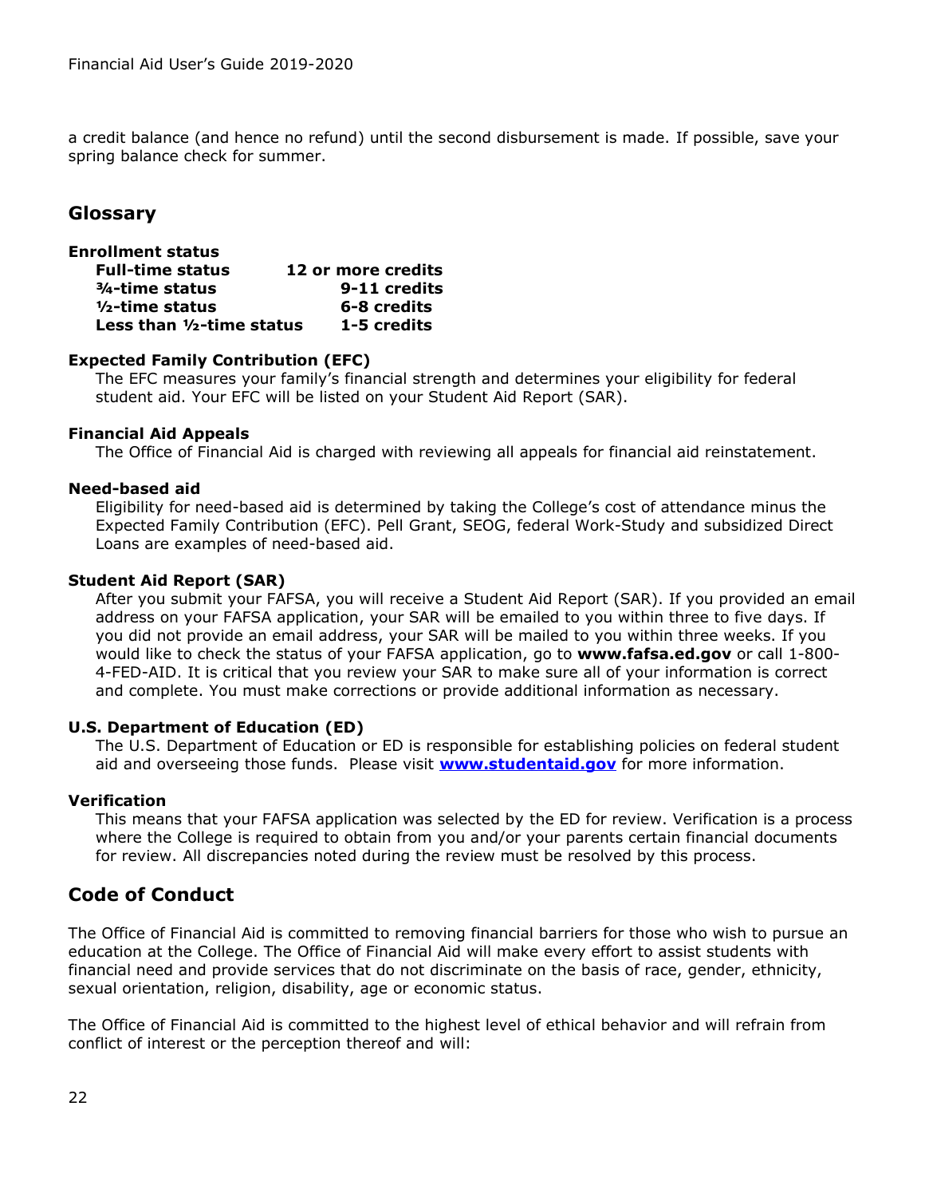a credit balance (and hence no refund) until the second disbursement is made. If possible, save your spring balance check for summer.

## Glossary

**Enrollment status**

| | |
|---|---|
| **Full-time status** | **12 or more credits** |
| **¾-time status** | **9-11 credits** |
| **½-time status** | **6-8 credits** |
| **Less than ½-time status** | **1-5 credits** |

**Expected Family Contribution (EFC)**

The EFC measures your family's financial strength and determines your eligibility for federal student aid. Your EFC will be listed on your Student Aid Report (SAR).

**Financial Aid Appeals**

The Office of Financial Aid is charged with reviewing all appeals for financial aid reinstatement.

**Need-based aid**

Eligibility for need-based aid is determined by taking the College's cost of attendance minus the Expected Family Contribution (EFC). Pell Grant, SEOG, federal Work-Study and subsidized Direct Loans are examples of need-based aid.

**Student Aid Report (SAR)**

After you submit your FAFSA, you will receive a Student Aid Report (SAR). If you provided an email address on your FAFSA application, your SAR will be emailed to you within three to five days. If you did not provide an email address, your SAR will be mailed to you within three weeks. If you would like to check the status of your FAFSA application, go to **www.fafsa.ed.gov** or call 1-800-4-FED-AID. It is critical that you review your SAR to make sure all of your information is correct and complete. You must make corrections or provide additional information as necessary.

**U.S. Department of Education (ED)**

The U.S. Department of Education or ED is responsible for establishing policies on federal student aid and overseeing those funds. Please visit **www.studentaid.gov** for more information.

**Verification**

This means that your FAFSA application was selected by the ED for review. Verification is a process where the College is required to obtain from you and/or your parents certain financial documents for review. All discrepancies noted during the review must be resolved by this process.

## Code of Conduct

The Office of Financial Aid is committed to removing financial barriers for those who wish to pursue an education at the College. The Office of Financial Aid will make every effort to assist students with financial need and provide services that do not discriminate on the basis of race, gender, ethnicity, sexual orientation, religion, disability, age or economic status.

The Office of Financial Aid is committed to the highest level of ethical behavior and will refrain from conflict of interest or the perception thereof and will: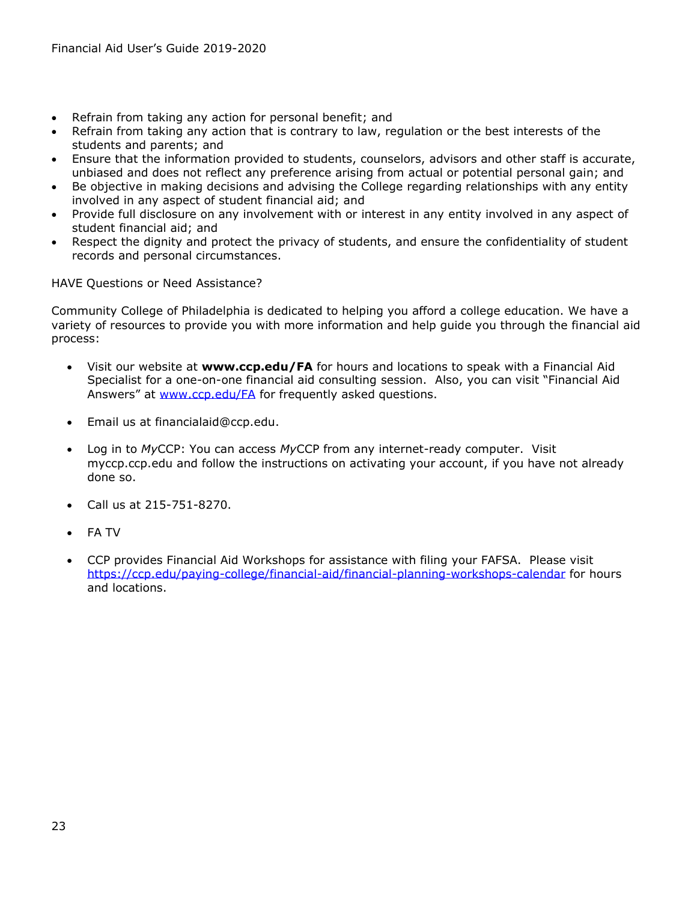- Refrain from taking any action for personal benefit; and
- Refrain from taking any action that is contrary to law, regulation or the best interests of the students and parents; and
- Ensure that the information provided to students, counselors, advisors and other staff is accurate, unbiased and does not reflect any preference arising from actual or potential personal gain; and
- Be objective in making decisions and advising the College regarding relationships with any entity involved in any aspect of student financial aid; and
- Provide full disclosure on any involvement with or interest in any entity involved in any aspect of student financial aid; and
- Respect the dignity and protect the privacy of students, and ensure the confidentiality of student records and personal circumstances.

HAVE Questions or Need Assistance?

Community College of Philadelphia is dedicated to helping you afford a college education. We have a variety of resources to provide you with more information and help guide you through the financial aid process:

- Visit our website at **www.ccp.edu/FA** for hours and locations to speak with a Financial Aid Specialist for a one-on-one financial aid consulting session. Also, you can visit "Financial Aid Answers" at [www.ccp.edu/FA](www.ccp.edu/FA) for frequently asked questions.

- Email us at financialaid@ccp.edu.

- Log in to *My*CCP: You can access *My*CCP from any internet-ready computer. Visit myccp.ccp.edu and follow the instructions on activating your account, if you have not already done so.

- Call us at 215-751-8270.

- FA TV

- CCP provides Financial Aid Workshops for assistance with filing your FAFSA. Please visit [https://ccp.edu/paying-college/financial-aid/financial-planning-workshops-calendar](https://ccp.edu/paying-college/financial-aid/financial-planning-workshops-calendar) for hours and locations.